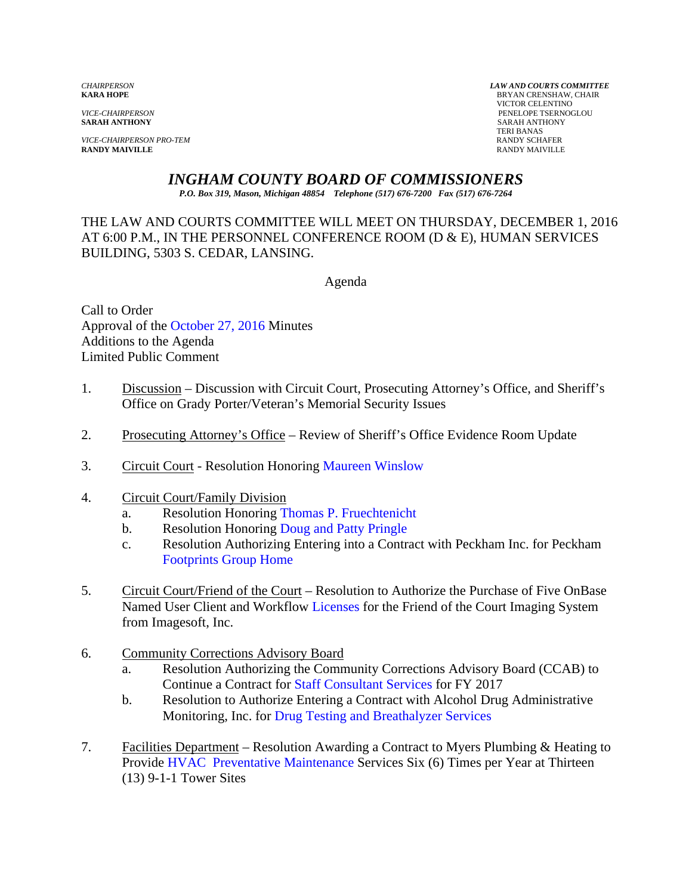*CHAIRPERSON*
**KARA HOPE**

*VICE-CHAIRPERSON*
**SARAH ANTHONY**

*VICE-CHAIRPERSON PRO-TEM*
**RANDY MAIVILLE**

***LAW AND COURTS COMMITTEE***
BRYAN CRENSHAW, CHAIR
VICTOR CELENTINO
PENELOPE TSERNOGLOU
SARAH ANTHONY
TERI BANAS
RANDY SCHAFER
RANDY MAIVILLE

# *INGHAM COUNTY BOARD OF COMMISSIONERS*

***P.O. Box 319, Mason, Michigan 48854 Telephone (517) 676-7200 Fax (517) 676-7264***

THE LAW AND COURTS COMMITTEE WILL MEET ON THURSDAY, DECEMBER 1, 2016 AT 6:00 P.M., IN THE PERSONNEL CONFERENCE ROOM (D & E), HUMAN SERVICES BUILDING, 5303 S. CEDAR, LANSING.

Agenda

Call to Order
Approval of the October 27, 2016 Minutes
Additions to the Agenda
Limited Public Comment

1. Discussion – Discussion with Circuit Court, Prosecuting Attorney's Office, and Sheriff's Office on Grady Porter/Veteran's Memorial Security Issues

2. Prosecuting Attorney's Office – Review of Sheriff's Office Evidence Room Update

3. Circuit Court - Resolution Honoring Maureen Winslow

4. Circuit Court/Family Division
   a. Resolution Honoring Thomas P. Fruechtenicht
   b. Resolution Honoring Doug and Patty Pringle
   c. Resolution Authorizing Entering into a Contract with Peckham Inc. for Peckham Footprints Group Home

5. Circuit Court/Friend of the Court – Resolution to Authorize the Purchase of Five OnBase Named User Client and Workflow Licenses for the Friend of the Court Imaging System from Imagesoft, Inc.

6. Community Corrections Advisory Board
   a. Resolution Authorizing the Community Corrections Advisory Board (CCAB) to Continue a Contract for Staff Consultant Services for FY 2017
   b. Resolution to Authorize Entering a Contract with Alcohol Drug Administrative Monitoring, Inc. for Drug Testing and Breathalyzer Services

7. Facilities Department – Resolution Awarding a Contract to Myers Plumbing & Heating to Provide HVAC Preventative Maintenance Services Six (6) Times per Year at Thirteen (13) 9-1-1 Tower Sites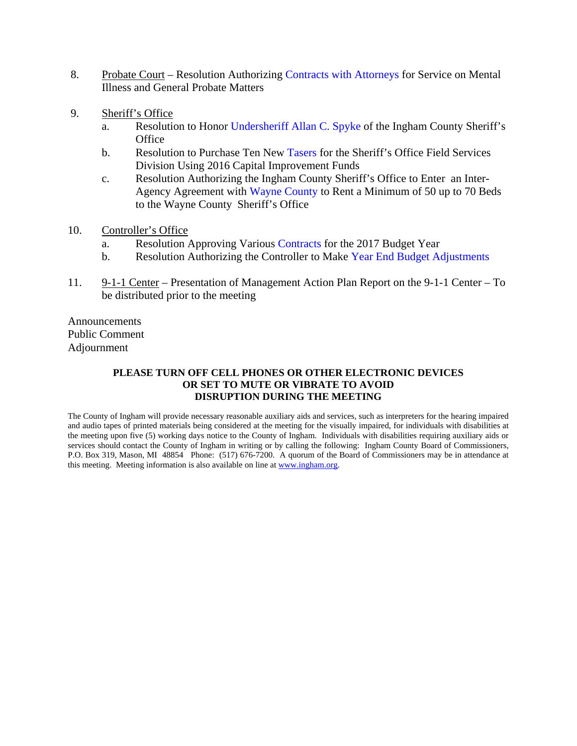8. Probate Court – Resolution Authorizing Contracts with Attorneys for Service on Mental Illness and General Probate Matters

9. Sheriff's Office
   a. Resolution to Honor Undersheriff Allan C. Spyke of the Ingham County Sheriff's Office
   b. Resolution to Purchase Ten New Tasers for the Sheriff's Office Field Services Division Using 2016 Capital Improvement Funds
   c. Resolution Authorizing the Ingham County Sheriff's Office to Enter an Inter-Agency Agreement with Wayne County to Rent a Minimum of 50 up to 70 Beds to the Wayne County Sheriff's Office

10. Controller's Office
    a. Resolution Approving Various Contracts for the 2017 Budget Year
    b. Resolution Authorizing the Controller to Make Year End Budget Adjustments

11. 9-1-1 Center – Presentation of Management Action Plan Report on the 9-1-1 Center – To be distributed prior to the meeting

Announcements
Public Comment
Adjournment

**PLEASE TURN OFF CELL PHONES OR OTHER ELECTRONIC DEVICES OR SET TO MUTE OR VIBRATE TO AVOID DISRUPTION DURING THE MEETING**

The County of Ingham will provide necessary reasonable auxiliary aids and services, such as interpreters for the hearing impaired and audio tapes of printed materials being considered at the meeting for the visually impaired, for individuals with disabilities at the meeting upon five (5) working days notice to the County of Ingham. Individuals with disabilities requiring auxiliary aids or services should contact the County of Ingham in writing or by calling the following: Ingham County Board of Commissioners, P.O. Box 319, Mason, MI 48854 Phone: (517) 676-7200. A quorum of the Board of Commissioners may be in attendance at this meeting. Meeting information is also available on line at www.ingham.org.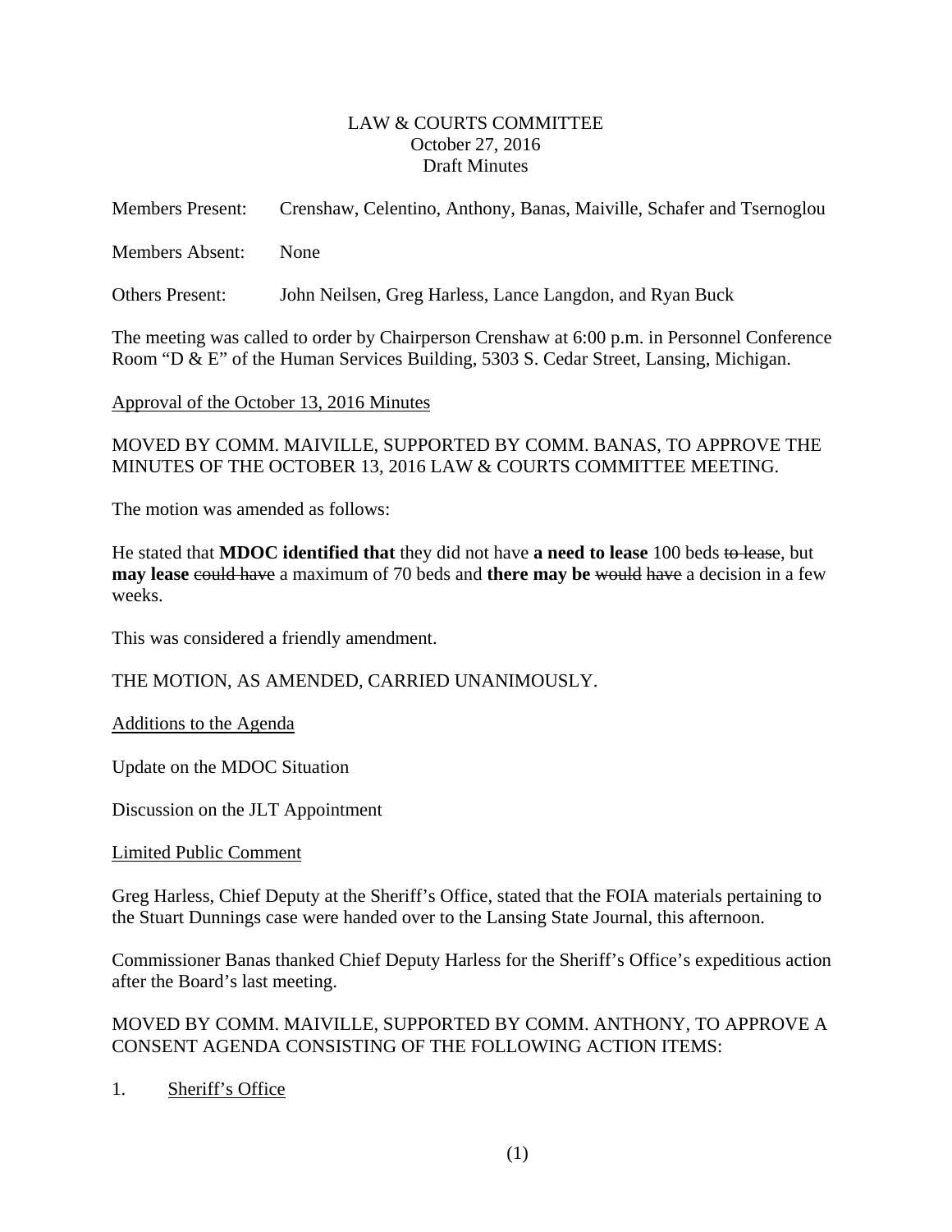LAW & COURTS COMMITTEE
October 27, 2016
Draft Minutes

Members Present: Crenshaw, Celentino, Anthony, Banas, Maiville, Schafer and Tsernoglou

Members Absent: None

Others Present: John Neilsen, Greg Harless, Lance Langdon, and Ryan Buck

The meeting was called to order by Chairperson Crenshaw at 6:00 p.m. in Personnel Conference Room "D & E" of the Human Services Building, 5303 S. Cedar Street, Lansing, Michigan.

Approval of the October 13, 2016 Minutes

MOVED BY COMM. MAIVILLE, SUPPORTED BY COMM. BANAS, TO APPROVE THE MINUTES OF THE OCTOBER 13, 2016 LAW & COURTS COMMITTEE MEETING.

The motion was amended as follows:

He stated that **MDOC identified that** they did not have **a need to lease** 100 beds ~~to lease~~, but **may lease** ~~could have~~ a maximum of 70 beds and **there may be** ~~would have~~ a decision in a few weeks.

This was considered a friendly amendment.

THE MOTION, AS AMENDED, CARRIED UNANIMOUSLY.

Additions to the Agenda

Update on the MDOC Situation

Discussion on the JLT Appointment

Limited Public Comment

Greg Harless, Chief Deputy at the Sheriff's Office, stated that the FOIA materials pertaining to the Stuart Dunnings case were handed over to the Lansing State Journal, this afternoon.

Commissioner Banas thanked Chief Deputy Harless for the Sheriff's Office's expeditious action after the Board's last meeting.

MOVED BY COMM. MAIVILLE, SUPPORTED BY COMM. ANTHONY, TO APPROVE A CONSENT AGENDA CONSISTING OF THE FOLLOWING ACTION ITEMS:

1. Sheriff's Office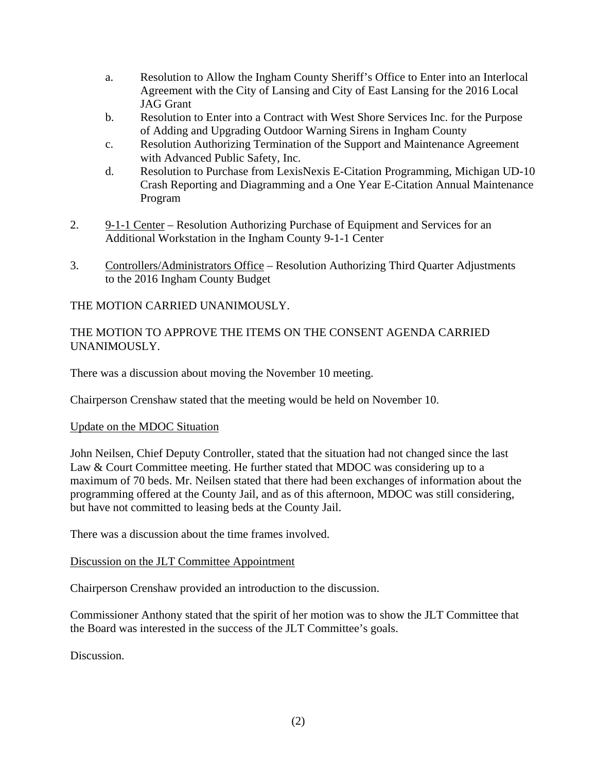a. Resolution to Allow the Ingham County Sheriff's Office to Enter into an Interlocal Agreement with the City of Lansing and City of East Lansing for the 2016 Local JAG Grant
   b. Resolution to Enter into a Contract with West Shore Services Inc. for the Purpose of Adding and Upgrading Outdoor Warning Sirens in Ingham County
   c. Resolution Authorizing Termination of the Support and Maintenance Agreement with Advanced Public Safety, Inc.
   d. Resolution to Purchase from LexisNexis E-Citation Programming, Michigan UD-10 Crash Reporting and Diagramming and a One Year E-Citation Annual Maintenance Program

2. 9-1-1 Center – Resolution Authorizing Purchase of Equipment and Services for an Additional Workstation in the Ingham County 9-1-1 Center

3. Controllers/Administrators Office – Resolution Authorizing Third Quarter Adjustments to the 2016 Ingham County Budget

THE MOTION CARRIED UNANIMOUSLY.

THE MOTION TO APPROVE THE ITEMS ON THE CONSENT AGENDA CARRIED UNANIMOUSLY.

There was a discussion about moving the November 10 meeting.

Chairperson Crenshaw stated that the meeting would be held on November 10.

Update on the MDOC Situation

John Neilsen, Chief Deputy Controller, stated that the situation had not changed since the last Law & Court Committee meeting. He further stated that MDOC was considering up to a maximum of 70 beds. Mr. Neilsen stated that there had been exchanges of information about the programming offered at the County Jail, and as of this afternoon, MDOC was still considering, but have not committed to leasing beds at the County Jail.

There was a discussion about the time frames involved.

Discussion on the JLT Committee Appointment

Chairperson Crenshaw provided an introduction to the discussion.

Commissioner Anthony stated that the spirit of her motion was to show the JLT Committee that the Board was interested in the success of the JLT Committee's goals.

Discussion.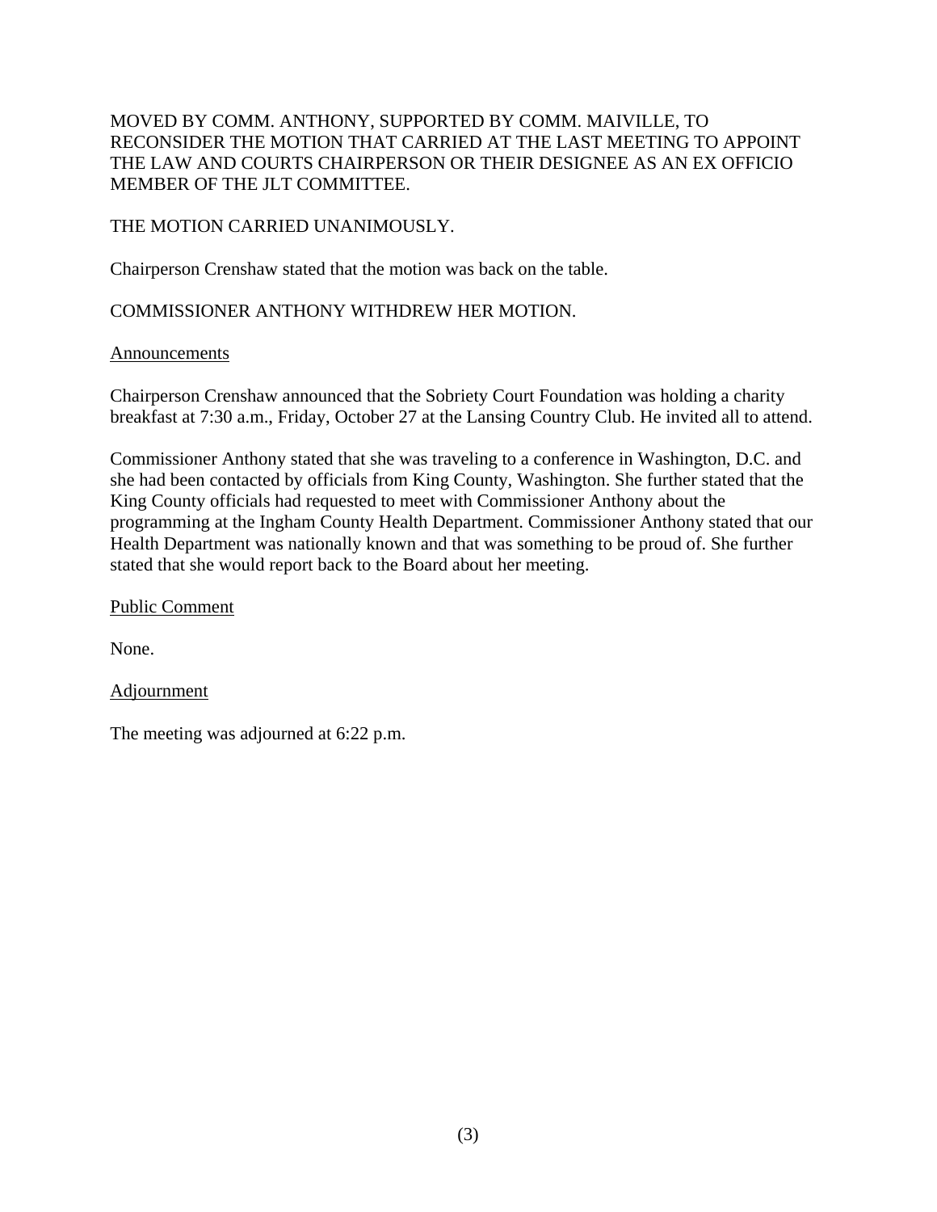MOVED BY COMM. ANTHONY, SUPPORTED BY COMM. MAIVILLE, TO RECONSIDER THE MOTION THAT CARRIED AT THE LAST MEETING TO APPOINT THE LAW AND COURTS CHAIRPERSON OR THEIR DESIGNEE AS AN EX OFFICIO MEMBER OF THE JLT COMMITTEE.

THE MOTION CARRIED UNANIMOUSLY.

Chairperson Crenshaw stated that the motion was back on the table.

COMMISSIONER ANTHONY WITHDREW HER MOTION.

Announcements

Chairperson Crenshaw announced that the Sobriety Court Foundation was holding a charity breakfast at 7:30 a.m., Friday, October 27 at the Lansing Country Club. He invited all to attend.

Commissioner Anthony stated that she was traveling to a conference in Washington, D.C. and she had been contacted by officials from King County, Washington. She further stated that the King County officials had requested to meet with Commissioner Anthony about the programming at the Ingham County Health Department. Commissioner Anthony stated that our Health Department was nationally known and that was something to be proud of. She further stated that she would report back to the Board about her meeting.

Public Comment

None.

Adjournment

The meeting was adjourned at 6:22 p.m.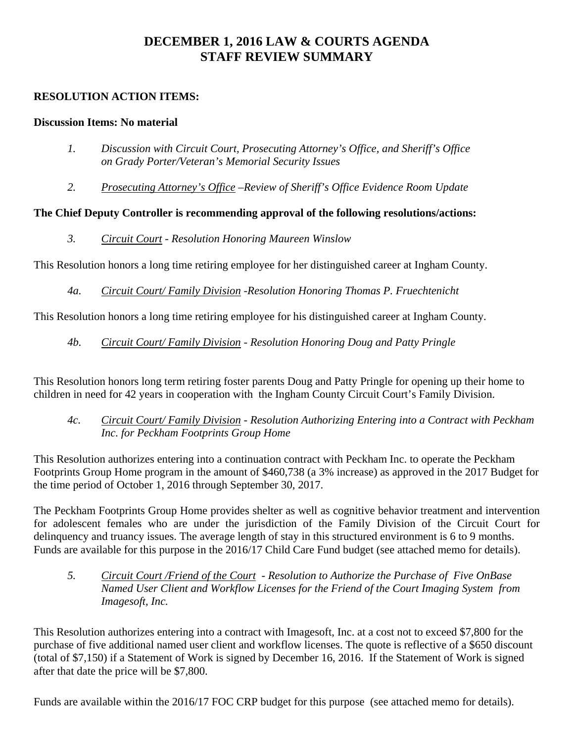# DECEMBER 1, 2016 LAW & COURTS AGENDA
# STAFF REVIEW SUMMARY

**RESOLUTION ACTION ITEMS:**

**Discussion Items: No material**

1. *Discussion with Circuit Court, Prosecuting Attorney's Office, and Sheriff's Office on Grady Porter/Veteran's Memorial Security Issues*

2. *<u>Prosecuting Attorney's Office</u> –Review of Sheriff's Office Evidence Room Update*

**The Chief Deputy Controller is recommending approval of the following resolutions/actions:**

3. *<u>Circuit Court</u> - Resolution Honoring Maureen Winslow*

This Resolution honors a long time retiring employee for her distinguished career at Ingham County.

4a. *<u>Circuit Court/ Family Division</u> -Resolution Honoring Thomas P. Fruechtenicht*

This Resolution honors a long time retiring employee for his distinguished career at Ingham County.

4b. *<u>Circuit Court/ Family Division</u> - Resolution Honoring Doug and Patty Pringle*

This Resolution honors long term retiring foster parents Doug and Patty Pringle for opening up their home to children in need for 42 years in cooperation with the Ingham County Circuit Court's Family Division.

4c. *<u>Circuit Court/ Family Division</u> - Resolution Authorizing Entering into a Contract with Peckham Inc. for Peckham Footprints Group Home*

This Resolution authorizes entering into a continuation contract with Peckham Inc. to operate the Peckham Footprints Group Home program in the amount of $460,738 (a 3% increase) as approved in the 2017 Budget for the time period of October 1, 2016 through September 30, 2017.

The Peckham Footprints Group Home provides shelter as well as cognitive behavior treatment and intervention for adolescent females who are under the jurisdiction of the Family Division of the Circuit Court for delinquency and truancy issues. The average length of stay in this structured environment is 6 to 9 months. Funds are available for this purpose in the 2016/17 Child Care Fund budget (see attached memo for details).

5. *<u>Circuit Court /Friend of the Court</u> - Resolution to Authorize the Purchase of Five OnBase Named User Client and Workflow Licenses for the Friend of the Court Imaging System from Imagesoft, Inc.*

This Resolution authorizes entering into a contract with Imagesoft, Inc. at a cost not to exceed $7,800 for the purchase of five additional named user client and workflow licenses. The quote is reflective of a $650 discount (total of $7,150) if a Statement of Work is signed by December 16, 2016. If the Statement of Work is signed after that date the price will be $7,800.

Funds are available within the 2016/17 FOC CRP budget for this purpose (see attached memo for details).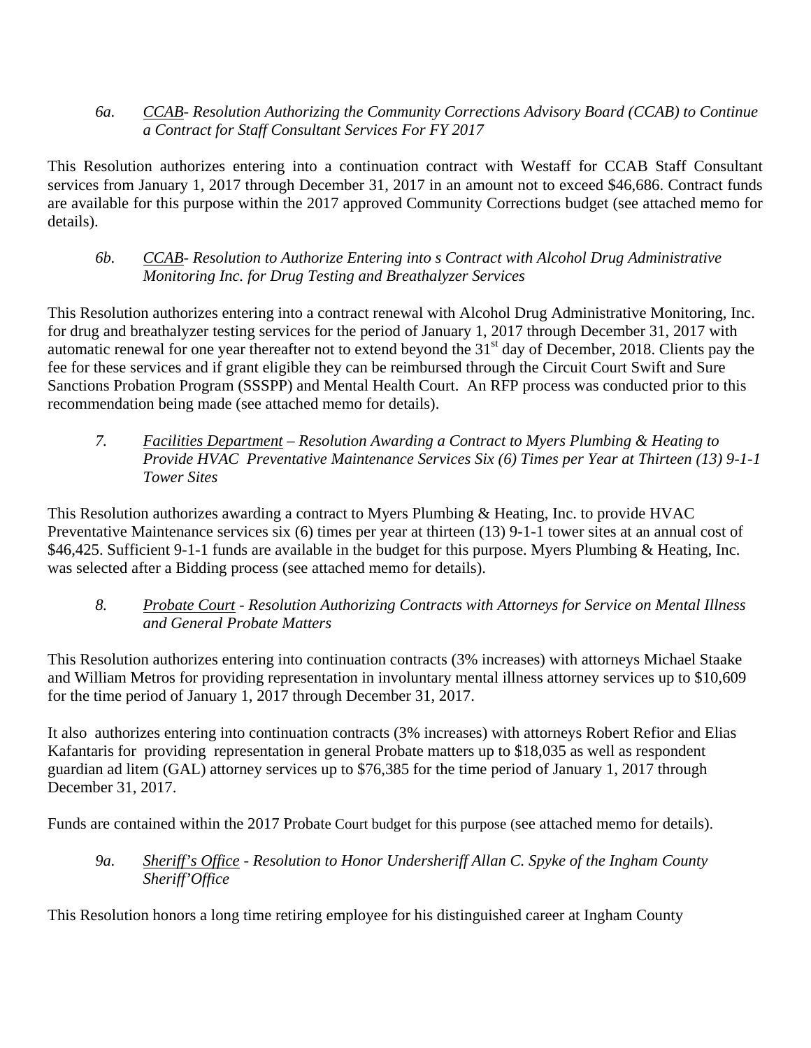6a. *<u>CCAB</u>- Resolution Authorizing the Community Corrections Advisory Board (CCAB) to Continue a Contract for Staff Consultant Services For FY 2017*

This Resolution authorizes entering into a continuation contract with Westaff for CCAB Staff Consultant services from January 1, 2017 through December 31, 2017 in an amount not to exceed $46,686. Contract funds are available for this purpose within the 2017 approved Community Corrections budget (see attached memo for details).

6b. *<u>CCAB</u>- Resolution to Authorize Entering into s Contract with Alcohol Drug Administrative Monitoring Inc. for Drug Testing and Breathalyzer Services*

This Resolution authorizes entering into a contract renewal with Alcohol Drug Administrative Monitoring, Inc. for drug and breathalyzer testing services for the period of January 1, 2017 through December 31, 2017 with automatic renewal for one year thereafter not to extend beyond the 31st day of December, 2018. Clients pay the fee for these services and if grant eligible they can be reimbursed through the Circuit Court Swift and Sure Sanctions Probation Program (SSSPP) and Mental Health Court. An RFP process was conducted prior to this recommendation being made (see attached memo for details).

7. *<u>Facilities Department</u> – Resolution Awarding a Contract to Myers Plumbing & Heating to Provide HVAC Preventative Maintenance Services Six (6) Times per Year at Thirteen (13) 9-1-1 Tower Sites*

This Resolution authorizes awarding a contract to Myers Plumbing & Heating, Inc. to provide HVAC Preventative Maintenance services six (6) times per year at thirteen (13) 9-1-1 tower sites at an annual cost of $46,425. Sufficient 9-1-1 funds are available in the budget for this purpose. Myers Plumbing & Heating, Inc. was selected after a Bidding process (see attached memo for details).

8. *<u>Probate Court</u> - Resolution Authorizing Contracts with Attorneys for Service on Mental Illness and General Probate Matters*

This Resolution authorizes entering into continuation contracts (3% increases) with attorneys Michael Staake and William Metros for providing representation in involuntary mental illness attorney services up to $10,609 for the time period of January 1, 2017 through December 31, 2017.

It also authorizes entering into continuation contracts (3% increases) with attorneys Robert Refior and Elias Kafantaris for providing representation in general Probate matters up to $18,035 as well as respondent guardian ad litem (GAL) attorney services up to $76,385 for the time period of January 1, 2017 through December 31, 2017.

Funds are contained within the 2017 Probate Court budget for this purpose (see attached memo for details).

9a. *<u>Sheriff's Office</u> - Resolution to Honor Undersheriff Allan C. Spyke of the Ingham County Sheriff'Office*

This Resolution honors a long time retiring employee for his distinguished career at Ingham County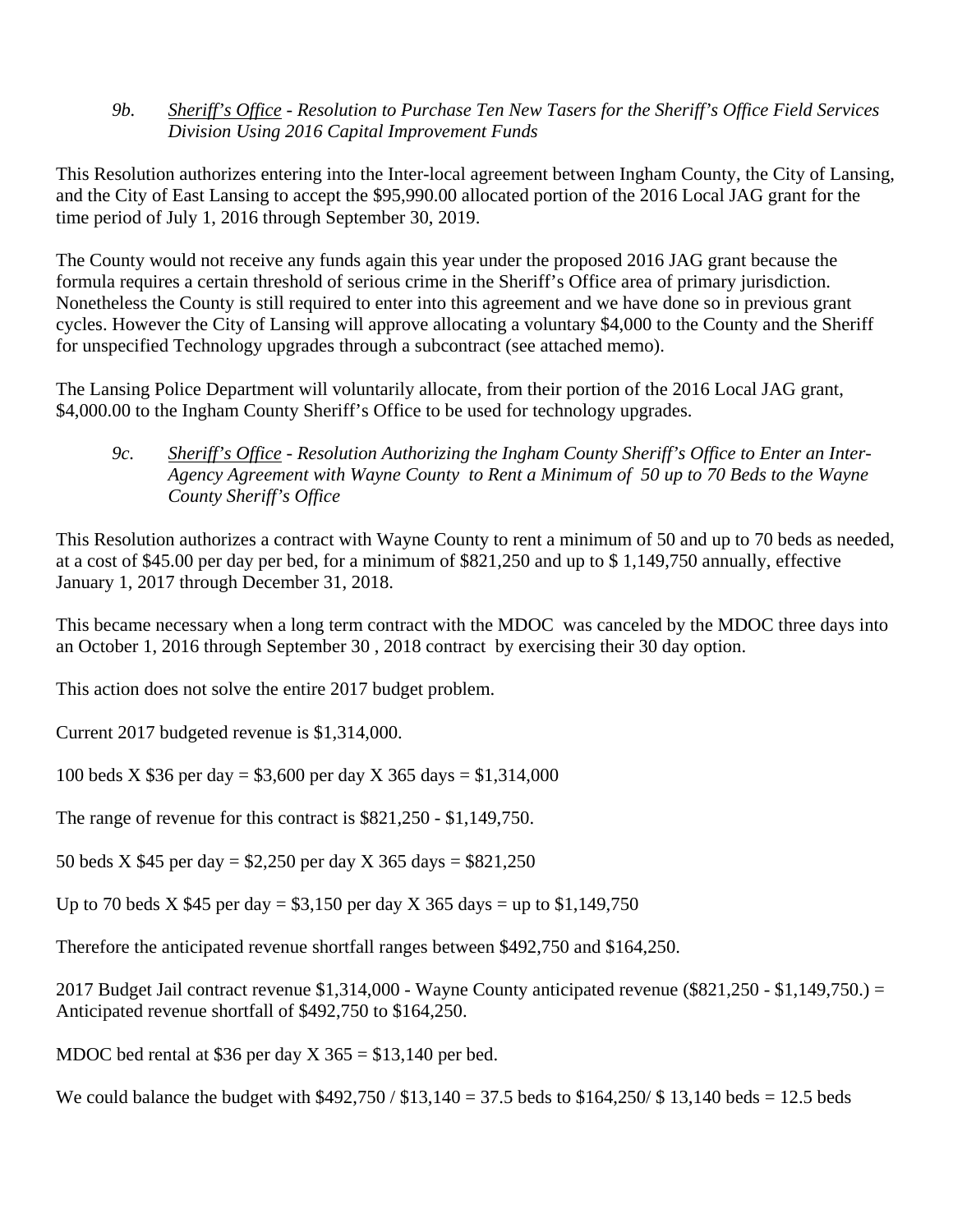*9b.* *<u>Sheriff's Office</u> - Resolution to Purchase Ten New Tasers for the Sheriff's Office Field Services Division Using 2016 Capital Improvement Funds*

This Resolution authorizes entering into the Inter-local agreement between Ingham County, the City of Lansing, and the City of East Lansing to accept the $95,990.00 allocated portion of the 2016 Local JAG grant for the time period of July 1, 2016 through September 30, 2019.

The County would not receive any funds again this year under the proposed 2016 JAG grant because the formula requires a certain threshold of serious crime in the Sheriff's Office area of primary jurisdiction. Nonetheless the County is still required to enter into this agreement and we have done so in previous grant cycles. However the City of Lansing will approve allocating a voluntary $4,000 to the County and the Sheriff for unspecified Technology upgrades through a subcontract (see attached memo).

The Lansing Police Department will voluntarily allocate, from their portion of the 2016 Local JAG grant, $4,000.00 to the Ingham County Sheriff's Office to be used for technology upgrades.

*9c.* *<u>Sheriff's Office</u> - Resolution Authorizing the Ingham County Sheriff's Office to Enter an Inter-Agency Agreement with Wayne County to Rent a Minimum of 50 up to 70 Beds to the Wayne County Sheriff's Office*

This Resolution authorizes a contract with Wayne County to rent a minimum of 50 and up to 70 beds as needed, at a cost of $45.00 per day per bed, for a minimum of $821,250 and up to $ 1,149,750 annually, effective January 1, 2017 through December 31, 2018.

This became necessary when a long term contract with the MDOC was canceled by the MDOC three days into an October 1, 2016 through September 30 , 2018 contract by exercising their 30 day option.

This action does not solve the entire 2017 budget problem.

Current 2017 budgeted revenue is $1,314,000.

100 beds X $36 per day = $3,600 per day X 365 days = $1,314,000

The range of revenue for this contract is $821,250 - $1,149,750.

50 beds X $45 per day = $2,250 per day X 365 days = $821,250

Up to 70 beds X $45 per day = $3,150 per day X 365 days = up to $1,149,750

Therefore the anticipated revenue shortfall ranges between $492,750 and $164,250.

2017 Budget Jail contract revenue $1,314,000 - Wayne County anticipated revenue ($821,250 - $1,149,750.) = Anticipated revenue shortfall of $492,750 to $164,250.

MDOC bed rental at $36 per day X 365 = $13,140 per bed.

We could balance the budget with $492,750 / $13,140 = 37.5 beds to $164,250/ $ 13,140 beds = 12.5 beds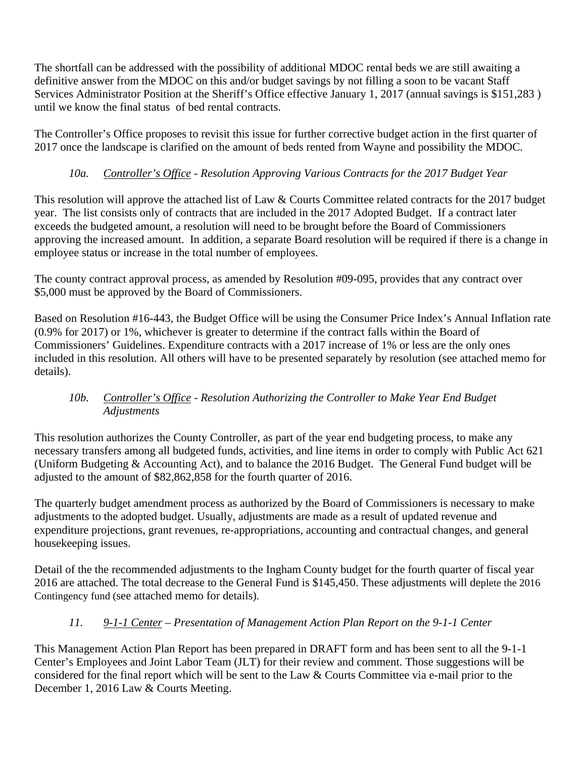The shortfall can be addressed with the possibility of additional MDOC rental beds we are still awaiting a definitive answer from the MDOC on this and/or budget savings by not filling a soon to be vacant Staff Services Administrator Position at the Sheriff's Office effective January 1, 2017 (annual savings is $151,283 ) until we know the final status of bed rental contracts.

The Controller's Office proposes to revisit this issue for further corrective budget action in the first quarter of 2017 once the landscape is clarified on the amount of beds rented from Wayne and possibility the MDOC.

*10a. Controller's Office - Resolution Approving Various Contracts for the 2017 Budget Year*

This resolution will approve the attached list of Law & Courts Committee related contracts for the 2017 budget year. The list consists only of contracts that are included in the 2017 Adopted Budget. If a contract later exceeds the budgeted amount, a resolution will need to be brought before the Board of Commissioners approving the increased amount. In addition, a separate Board resolution will be required if there is a change in employee status or increase in the total number of employees.

The county contract approval process, as amended by Resolution #09-095, provides that any contract over $5,000 must be approved by the Board of Commissioners.

Based on Resolution #16-443, the Budget Office will be using the Consumer Price Index's Annual Inflation rate (0.9% for 2017) or 1%, whichever is greater to determine if the contract falls within the Board of Commissioners' Guidelines. Expenditure contracts with a 2017 increase of 1% or less are the only ones included in this resolution. All others will have to be presented separately by resolution (see attached memo for details).

*10b. Controller's Office - Resolution Authorizing the Controller to Make Year End Budget Adjustments*

This resolution authorizes the County Controller, as part of the year end budgeting process, to make any necessary transfers among all budgeted funds, activities, and line items in order to comply with Public Act 621 (Uniform Budgeting & Accounting Act), and to balance the 2016 Budget. The General Fund budget will be adjusted to the amount of $82,862,858 for the fourth quarter of 2016.

The quarterly budget amendment process as authorized by the Board of Commissioners is necessary to make adjustments to the adopted budget. Usually, adjustments are made as a result of updated revenue and expenditure projections, grant revenues, re-appropriations, accounting and contractual changes, and general housekeeping issues.

Detail of the the recommended adjustments to the Ingham County budget for the fourth quarter of fiscal year 2016 are attached. The total decrease to the General Fund is $145,450. These adjustments will deplete the 2016 Contingency fund (see attached memo for details).

*11. 9-1-1 Center – Presentation of Management Action Plan Report on the 9-1-1 Center*

This Management Action Plan Report has been prepared in DRAFT form and has been sent to all the 9-1-1 Center's Employees and Joint Labor Team (JLT) for their review and comment. Those suggestions will be considered for the final report which will be sent to the Law & Courts Committee via e-mail prior to the December 1, 2016 Law & Courts Meeting.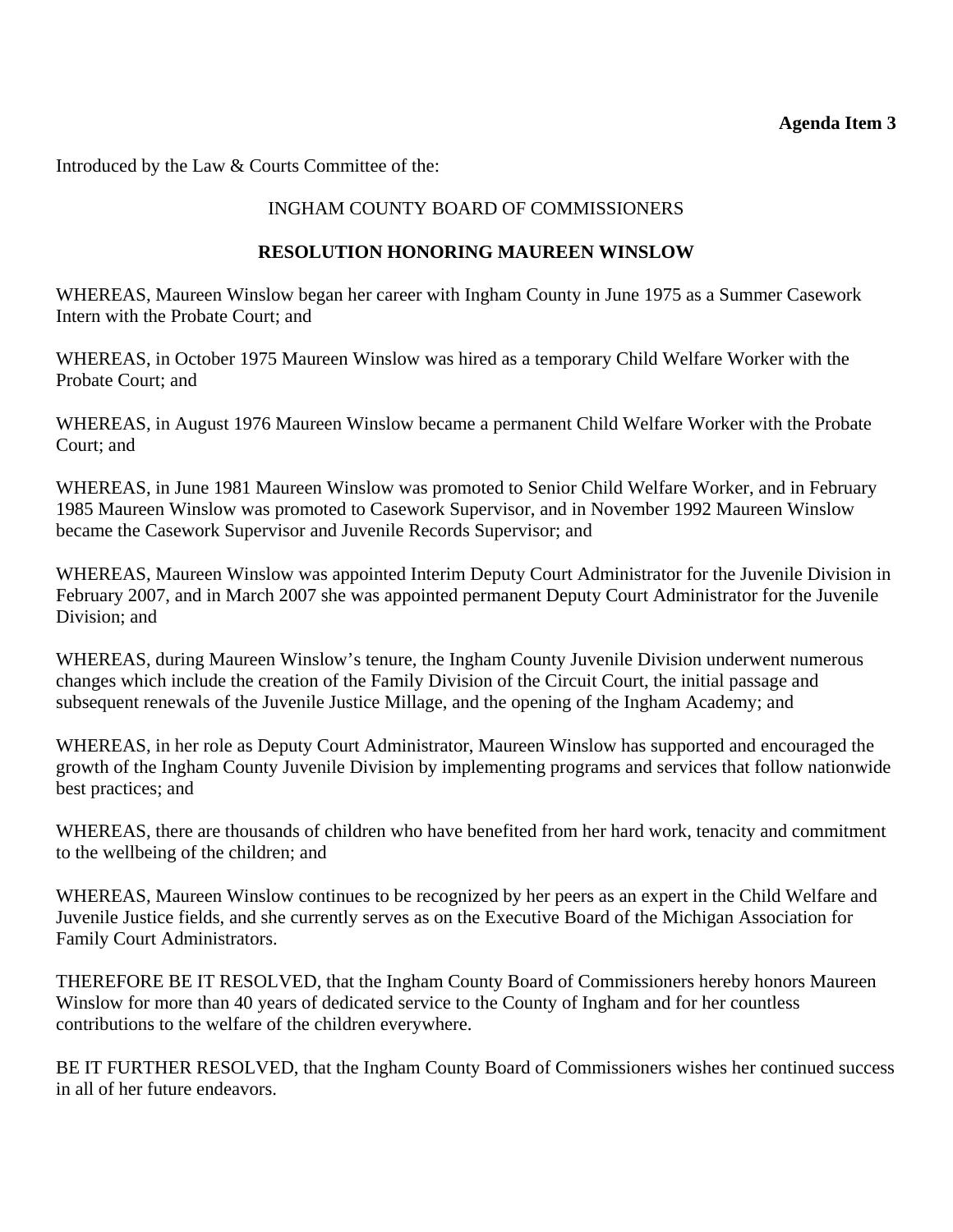**Agenda Item 3**

Introduced by the Law & Courts Committee of the:

INGHAM COUNTY BOARD OF COMMISSIONERS

**RESOLUTION HONORING MAUREEN WINSLOW**

WHEREAS, Maureen Winslow began her career with Ingham County in June 1975 as a Summer Casework Intern with the Probate Court; and

WHEREAS, in October 1975 Maureen Winslow was hired as a temporary Child Welfare Worker with the Probate Court; and

WHEREAS, in August 1976 Maureen Winslow became a permanent Child Welfare Worker with the Probate Court; and

WHEREAS, in June 1981 Maureen Winslow was promoted to Senior Child Welfare Worker, and in February 1985 Maureen Winslow was promoted to Casework Supervisor, and in November 1992 Maureen Winslow became the Casework Supervisor and Juvenile Records Supervisor; and

WHEREAS, Maureen Winslow was appointed Interim Deputy Court Administrator for the Juvenile Division in February 2007, and in March 2007 she was appointed permanent Deputy Court Administrator for the Juvenile Division; and

WHEREAS, during Maureen Winslow's tenure, the Ingham County Juvenile Division underwent numerous changes which include the creation of the Family Division of the Circuit Court, the initial passage and subsequent renewals of the Juvenile Justice Millage, and the opening of the Ingham Academy; and

WHEREAS, in her role as Deputy Court Administrator, Maureen Winslow has supported and encouraged the growth of the Ingham County Juvenile Division by implementing programs and services that follow nationwide best practices; and

WHEREAS, there are thousands of children who have benefited from her hard work, tenacity and commitment to the wellbeing of the children; and

WHEREAS, Maureen Winslow continues to be recognized by her peers as an expert in the Child Welfare and Juvenile Justice fields, and she currently serves as on the Executive Board of the Michigan Association for Family Court Administrators.

THEREFORE BE IT RESOLVED, that the Ingham County Board of Commissioners hereby honors Maureen Winslow for more than 40 years of dedicated service to the County of Ingham and for her countless contributions to the welfare of the children everywhere.

BE IT FURTHER RESOLVED, that the Ingham County Board of Commissioners wishes her continued success in all of her future endeavors.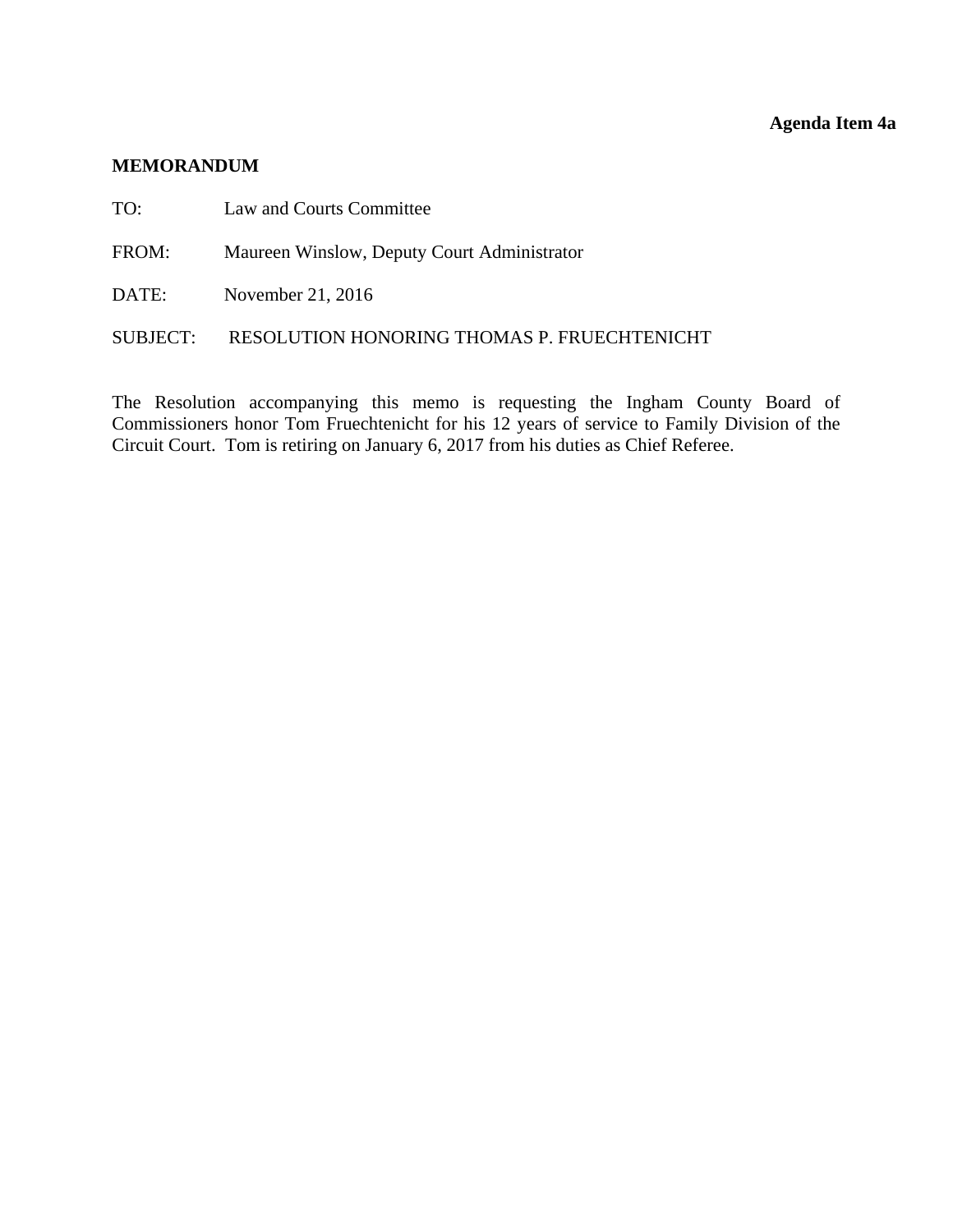**Agenda Item 4a**

**MEMORANDUM**

TO: Law and Courts Committee

FROM: Maureen Winslow, Deputy Court Administrator

DATE: November 21, 2016

SUBJECT: RESOLUTION HONORING THOMAS P. FRUECHTENICHT

The Resolution accompanying this memo is requesting the Ingham County Board of Commissioners honor Tom Fruechtenicht for his 12 years of service to Family Division of the Circuit Court. Tom is retiring on January 6, 2017 from his duties as Chief Referee.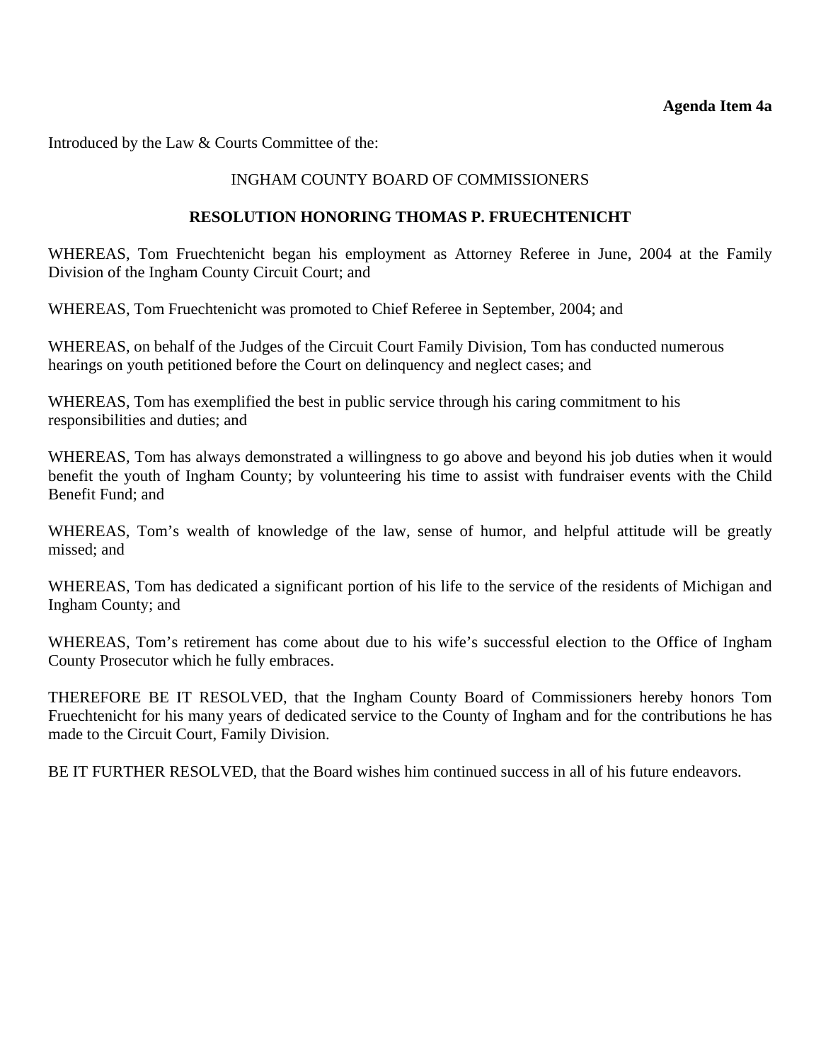**Agenda Item 4a**

Introduced by the Law & Courts Committee of the:

INGHAM COUNTY BOARD OF COMMISSIONERS

**RESOLUTION HONORING THOMAS P. FRUECHTENICHT**

WHEREAS, Tom Fruechtenicht began his employment as Attorney Referee in June, 2004 at the Family Division of the Ingham County Circuit Court; and

WHEREAS, Tom Fruechtenicht was promoted to Chief Referee in September, 2004; and

WHEREAS, on behalf of the Judges of the Circuit Court Family Division, Tom has conducted numerous hearings on youth petitioned before the Court on delinquency and neglect cases; and

WHEREAS, Tom has exemplified the best in public service through his caring commitment to his responsibilities and duties; and

WHEREAS, Tom has always demonstrated a willingness to go above and beyond his job duties when it would benefit the youth of Ingham County; by volunteering his time to assist with fundraiser events with the Child Benefit Fund; and

WHEREAS, Tom's wealth of knowledge of the law, sense of humor, and helpful attitude will be greatly missed; and

WHEREAS, Tom has dedicated a significant portion of his life to the service of the residents of Michigan and Ingham County; and

WHEREAS, Tom's retirement has come about due to his wife's successful election to the Office of Ingham County Prosecutor which he fully embraces.

THEREFORE BE IT RESOLVED, that the Ingham County Board of Commissioners hereby honors Tom Fruechtenicht for his many years of dedicated service to the County of Ingham and for the contributions he has made to the Circuit Court, Family Division.

BE IT FURTHER RESOLVED, that the Board wishes him continued success in all of his future endeavors.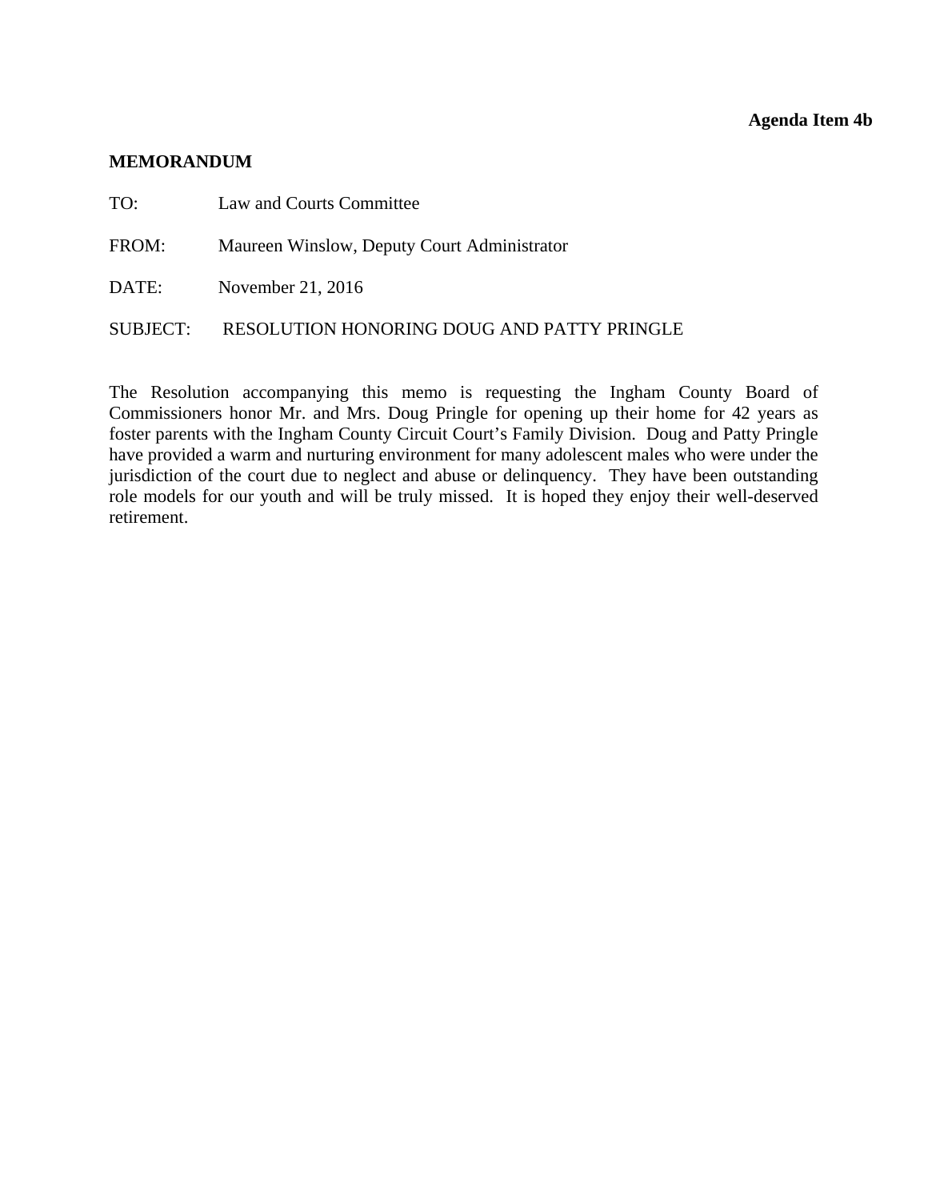**Agenda Item 4b**

**MEMORANDUM**

TO: Law and Courts Committee

FROM: Maureen Winslow, Deputy Court Administrator

DATE: November 21, 2016

SUBJECT: RESOLUTION HONORING DOUG AND PATTY PRINGLE

The Resolution accompanying this memo is requesting the Ingham County Board of Commissioners honor Mr. and Mrs. Doug Pringle for opening up their home for 42 years as foster parents with the Ingham County Circuit Court's Family Division. Doug and Patty Pringle have provided a warm and nurturing environment for many adolescent males who were under the jurisdiction of the court due to neglect and abuse or delinquency. They have been outstanding role models for our youth and will be truly missed. It is hoped they enjoy their well-deserved retirement.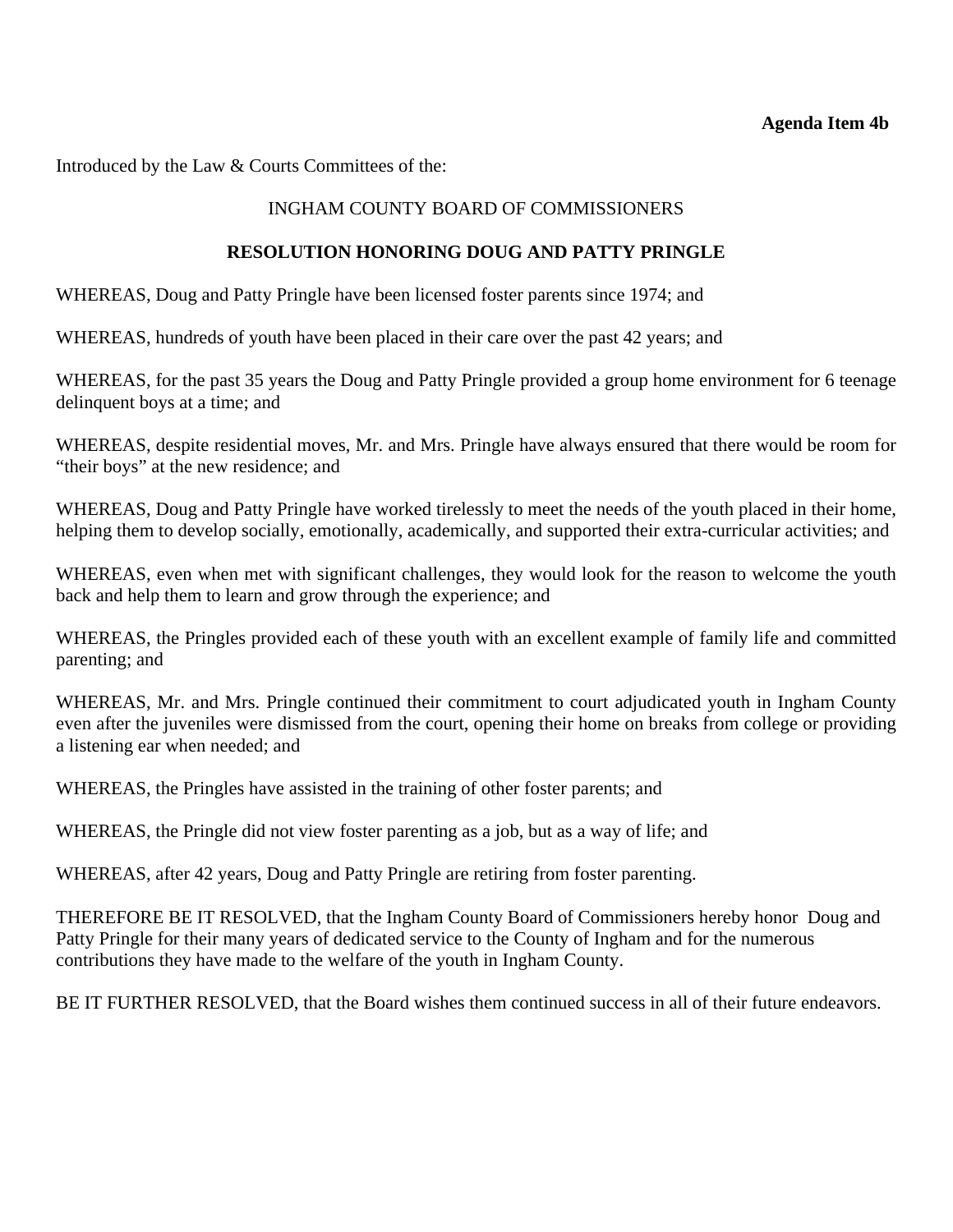**Agenda Item 4b**

Introduced by the Law & Courts Committees of the:

INGHAM COUNTY BOARD OF COMMISSIONERS

**RESOLUTION HONORING DOUG AND PATTY PRINGLE**

WHEREAS, Doug and Patty Pringle have been licensed foster parents since 1974; and

WHEREAS, hundreds of youth have been placed in their care over the past 42 years; and

WHEREAS, for the past 35 years the Doug and Patty Pringle provided a group home environment for 6 teenage delinquent boys at a time; and

WHEREAS, despite residential moves, Mr. and Mrs. Pringle have always ensured that there would be room for "their boys" at the new residence; and

WHEREAS, Doug and Patty Pringle have worked tirelessly to meet the needs of the youth placed in their home, helping them to develop socially, emotionally, academically, and supported their extra-curricular activities; and

WHEREAS, even when met with significant challenges, they would look for the reason to welcome the youth back and help them to learn and grow through the experience; and

WHEREAS, the Pringles provided each of these youth with an excellent example of family life and committed parenting; and

WHEREAS, Mr. and Mrs. Pringle continued their commitment to court adjudicated youth in Ingham County even after the juveniles were dismissed from the court, opening their home on breaks from college or providing a listening ear when needed; and

WHEREAS, the Pringles have assisted in the training of other foster parents; and

WHEREAS, the Pringle did not view foster parenting as a job, but as a way of life; and

WHEREAS, after 42 years, Doug and Patty Pringle are retiring from foster parenting.

THEREFORE BE IT RESOLVED, that the Ingham County Board of Commissioners hereby honor Doug and Patty Pringle for their many years of dedicated service to the County of Ingham and for the numerous contributions they have made to the welfare of the youth in Ingham County.

BE IT FURTHER RESOLVED, that the Board wishes them continued success in all of their future endeavors.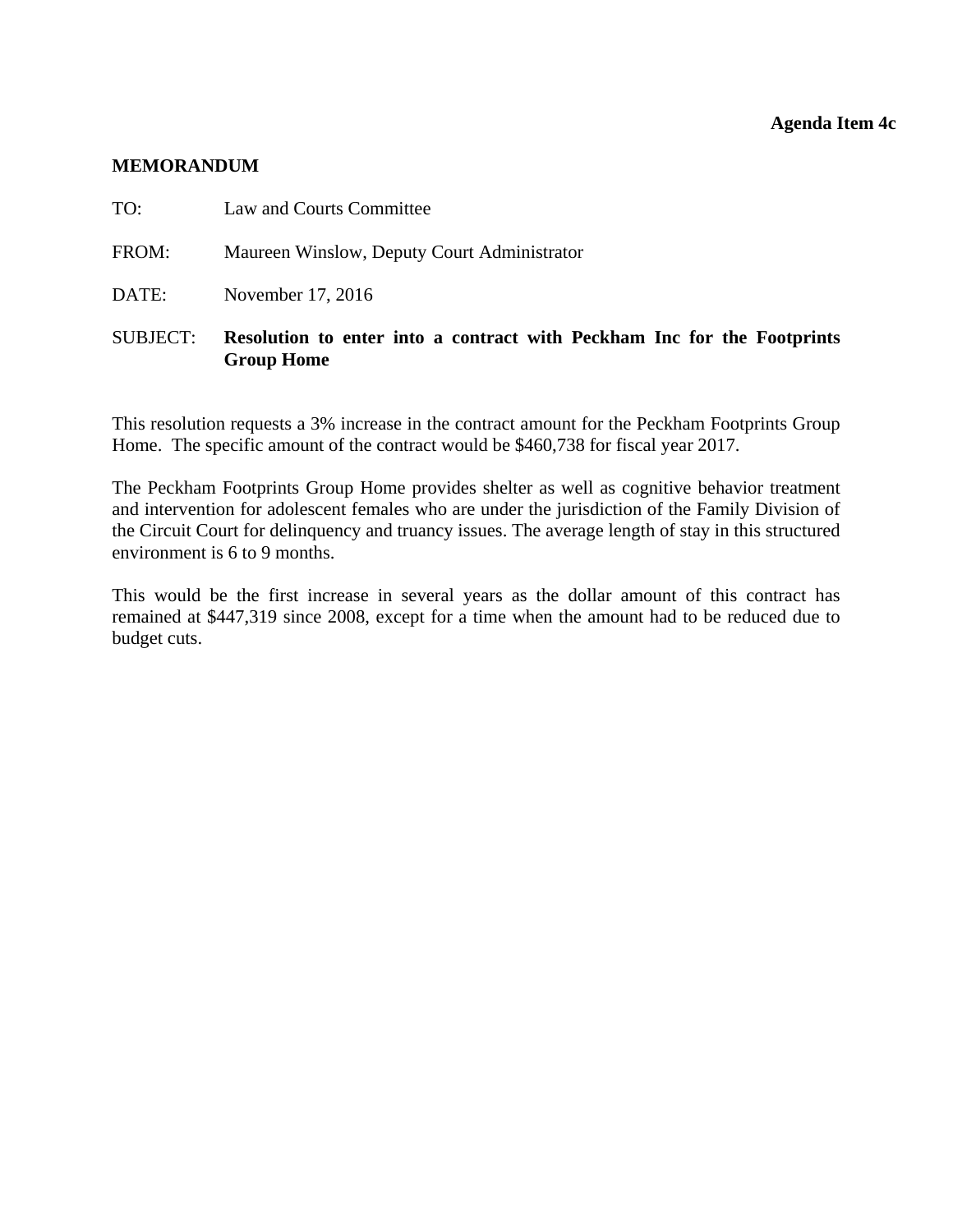**Agenda Item 4c**

**MEMORANDUM**

TO: Law and Courts Committee

FROM: Maureen Winslow, Deputy Court Administrator

DATE: November 17, 2016

SUBJECT: **Resolution to enter into a contract with Peckham Inc for the Footprints Group Home**

This resolution requests a 3% increase in the contract amount for the Peckham Footprints Group Home. The specific amount of the contract would be $460,738 for fiscal year 2017.

The Peckham Footprints Group Home provides shelter as well as cognitive behavior treatment and intervention for adolescent females who are under the jurisdiction of the Family Division of the Circuit Court for delinquency and truancy issues. The average length of stay in this structured environment is 6 to 9 months.

This would be the first increase in several years as the dollar amount of this contract has remained at $447,319 since 2008, except for a time when the amount had to be reduced due to budget cuts.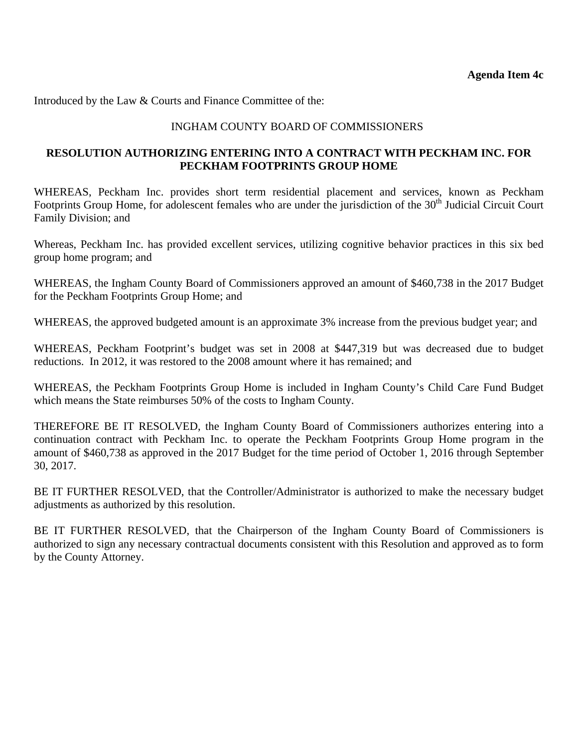**Agenda Item 4c**

Introduced by the Law & Courts and Finance Committee of the:

INGHAM COUNTY BOARD OF COMMISSIONERS

**RESOLUTION AUTHORIZING ENTERING INTO A CONTRACT WITH PECKHAM INC. FOR PECKHAM FOOTPRINTS GROUP HOME**

WHEREAS, Peckham Inc. provides short term residential placement and services, known as Peckham Footprints Group Home, for adolescent females who are under the jurisdiction of the 30th Judicial Circuit Court Family Division; and

Whereas, Peckham Inc. has provided excellent services, utilizing cognitive behavior practices in this six bed group home program; and

WHEREAS, the Ingham County Board of Commissioners approved an amount of $460,738 in the 2017 Budget for the Peckham Footprints Group Home; and

WHEREAS, the approved budgeted amount is an approximate 3% increase from the previous budget year; and

WHEREAS, Peckham Footprint's budget was set in 2008 at $447,319 but was decreased due to budget reductions. In 2012, it was restored to the 2008 amount where it has remained; and

WHEREAS, the Peckham Footprints Group Home is included in Ingham County's Child Care Fund Budget which means the State reimburses 50% of the costs to Ingham County.

THEREFORE BE IT RESOLVED, the Ingham County Board of Commissioners authorizes entering into a continuation contract with Peckham Inc. to operate the Peckham Footprints Group Home program in the amount of $460,738 as approved in the 2017 Budget for the time period of October 1, 2016 through September 30, 2017.

BE IT FURTHER RESOLVED, that the Controller/Administrator is authorized to make the necessary budget adjustments as authorized by this resolution.

BE IT FURTHER RESOLVED, that the Chairperson of the Ingham County Board of Commissioners is authorized to sign any necessary contractual documents consistent with this Resolution and approved as to form by the County Attorney.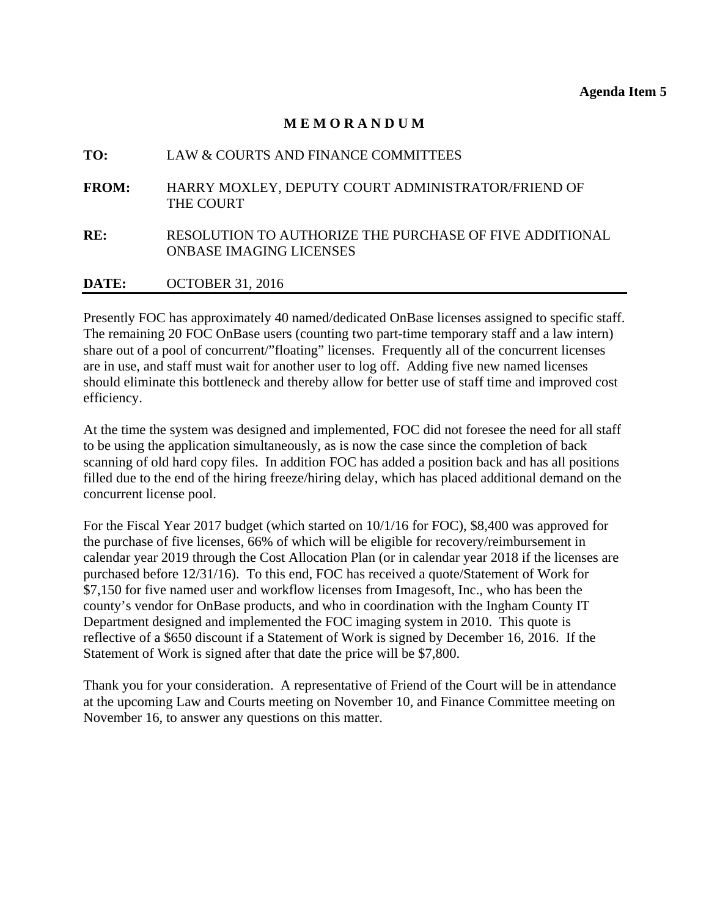**Agenda Item 5**

**M E M O R A N D U M**

**TO:** LAW & COURTS AND FINANCE COMMITTEES

**FROM:** HARRY MOXLEY, DEPUTY COURT ADMINISTRATOR/FRIEND OF THE COURT

**RE:** RESOLUTION TO AUTHORIZE THE PURCHASE OF FIVE ADDITIONAL ONBASE IMAGING LICENSES

**DATE:** OCTOBER 31, 2016

---

Presently FOC has approximately 40 named/dedicated OnBase licenses assigned to specific staff. The remaining 20 FOC OnBase users (counting two part-time temporary staff and a law intern) share out of a pool of concurrent/"floating" licenses. Frequently all of the concurrent licenses are in use, and staff must wait for another user to log off. Adding five new named licenses should eliminate this bottleneck and thereby allow for better use of staff time and improved cost efficiency.

At the time the system was designed and implemented, FOC did not foresee the need for all staff to be using the application simultaneously, as is now the case since the completion of back scanning of old hard copy files. In addition FOC has added a position back and has all positions filled due to the end of the hiring freeze/hiring delay, which has placed additional demand on the concurrent license pool.

For the Fiscal Year 2017 budget (which started on 10/1/16 for FOC), $8,400 was approved for the purchase of five licenses, 66% of which will be eligible for recovery/reimbursement in calendar year 2019 through the Cost Allocation Plan (or in calendar year 2018 if the licenses are purchased before 12/31/16). To this end, FOC has received a quote/Statement of Work for $7,150 for five named user and workflow licenses from Imagesoft, Inc., who has been the county's vendor for OnBase products, and who in coordination with the Ingham County IT Department designed and implemented the FOC imaging system in 2010. This quote is reflective of a $650 discount if a Statement of Work is signed by December 16, 2016. If the Statement of Work is signed after that date the price will be $7,800.

Thank you for your consideration. A representative of Friend of the Court will be in attendance at the upcoming Law and Courts meeting on November 10, and Finance Committee meeting on November 16, to answer any questions on this matter.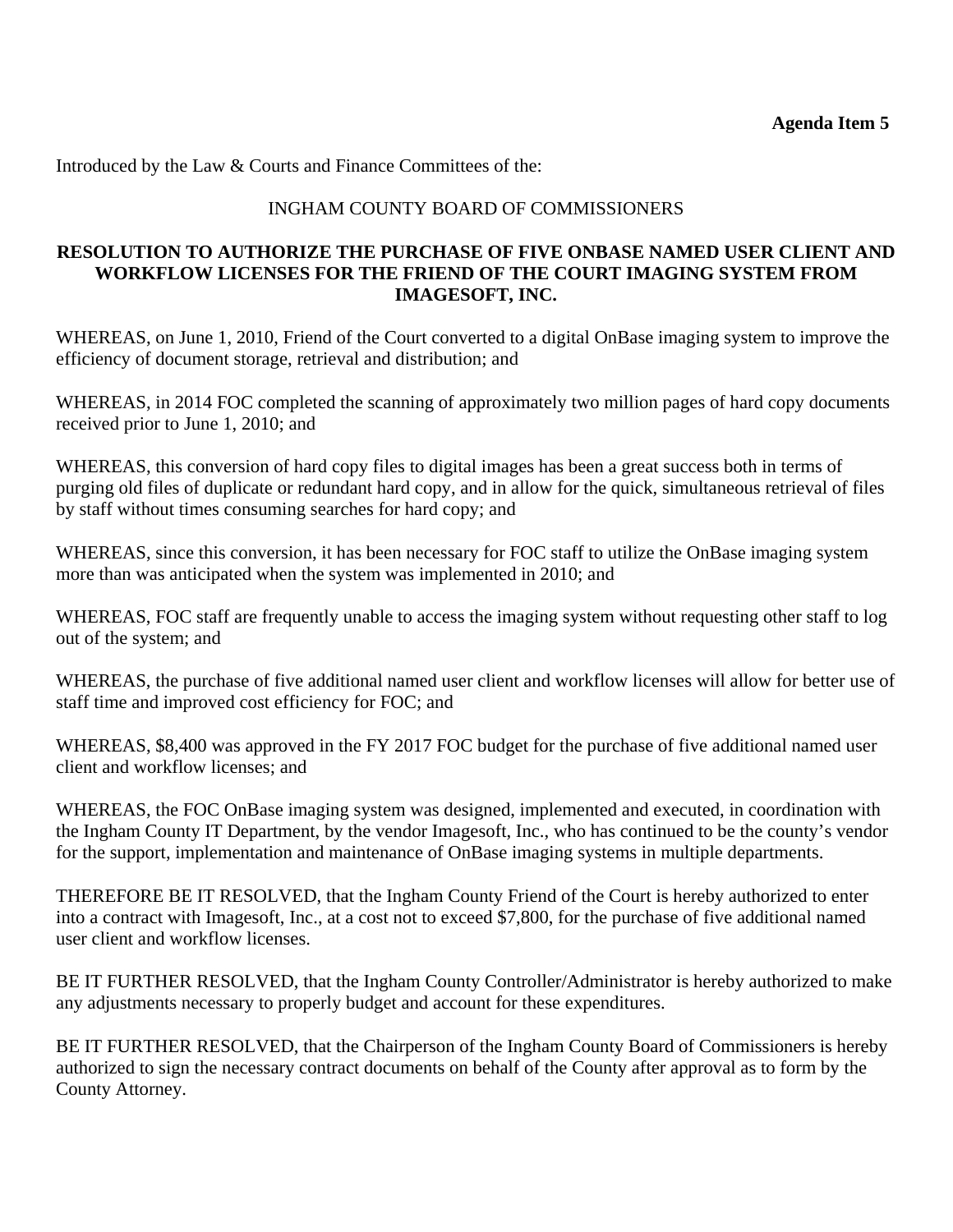**Agenda Item 5**

Introduced by the Law & Courts and Finance Committees of the:

INGHAM COUNTY BOARD OF COMMISSIONERS

**RESOLUTION TO AUTHORIZE THE PURCHASE OF FIVE ONBASE NAMED USER CLIENT AND WORKFLOW LICENSES FOR THE FRIEND OF THE COURT IMAGING SYSTEM FROM IMAGESOFT, INC.**

WHEREAS, on June 1, 2010, Friend of the Court converted to a digital OnBase imaging system to improve the efficiency of document storage, retrieval and distribution; and

WHEREAS, in 2014 FOC completed the scanning of approximately two million pages of hard copy documents received prior to June 1, 2010; and

WHEREAS, this conversion of hard copy files to digital images has been a great success both in terms of purging old files of duplicate or redundant hard copy, and in allow for the quick, simultaneous retrieval of files by staff without times consuming searches for hard copy; and

WHEREAS, since this conversion, it has been necessary for FOC staff to utilize the OnBase imaging system more than was anticipated when the system was implemented in 2010; and

WHEREAS, FOC staff are frequently unable to access the imaging system without requesting other staff to log out of the system; and

WHEREAS, the purchase of five additional named user client and workflow licenses will allow for better use of staff time and improved cost efficiency for FOC; and

WHEREAS, $8,400 was approved in the FY 2017 FOC budget for the purchase of five additional named user client and workflow licenses; and

WHEREAS, the FOC OnBase imaging system was designed, implemented and executed, in coordination with the Ingham County IT Department, by the vendor Imagesoft, Inc., who has continued to be the county's vendor for the support, implementation and maintenance of OnBase imaging systems in multiple departments.

THEREFORE BE IT RESOLVED, that the Ingham County Friend of the Court is hereby authorized to enter into a contract with Imagesoft, Inc., at a cost not to exceed $7,800, for the purchase of five additional named user client and workflow licenses.

BE IT FURTHER RESOLVED, that the Ingham County Controller/Administrator is hereby authorized to make any adjustments necessary to properly budget and account for these expenditures.

BE IT FURTHER RESOLVED, that the Chairperson of the Ingham County Board of Commissioners is hereby authorized to sign the necessary contract documents on behalf of the County after approval as to form by the County Attorney.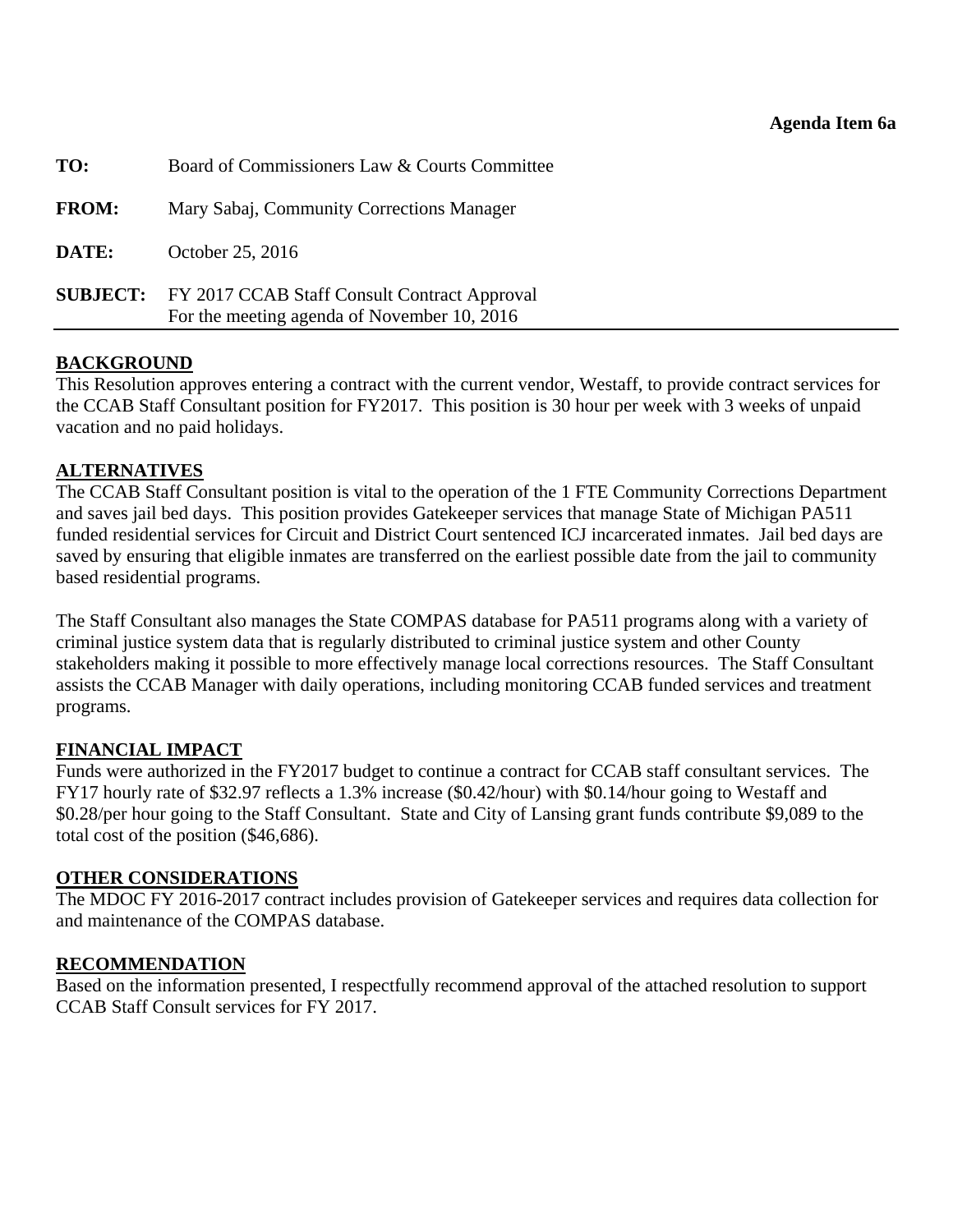**Agenda Item 6a**

**TO:** Board of Commissioners Law & Courts Committee

**FROM:** Mary Sabaj, Community Corrections Manager

**DATE:** October 25, 2016

**SUBJECT:** FY 2017 CCAB Staff Consult Contract Approval
For the meeting agenda of November 10, 2016

## BACKGROUND

This Resolution approves entering a contract with the current vendor, Westaff, to provide contract services for the CCAB Staff Consultant position for FY2017. This position is 30 hour per week with 3 weeks of unpaid vacation and no paid holidays.

## ALTERNATIVES

The CCAB Staff Consultant position is vital to the operation of the 1 FTE Community Corrections Department and saves jail bed days. This position provides Gatekeeper services that manage State of Michigan PA511 funded residential services for Circuit and District Court sentenced ICJ incarcerated inmates. Jail bed days are saved by ensuring that eligible inmates are transferred on the earliest possible date from the jail to community based residential programs.

The Staff Consultant also manages the State COMPAS database for PA511 programs along with a variety of criminal justice system data that is regularly distributed to criminal justice system and other County stakeholders making it possible to more effectively manage local corrections resources. The Staff Consultant assists the CCAB Manager with daily operations, including monitoring CCAB funded services and treatment programs.

## FINANCIAL IMPACT

Funds were authorized in the FY2017 budget to continue a contract for CCAB staff consultant services. The FY17 hourly rate of $32.97 reflects a 1.3% increase ($0.42/hour) with $0.14/hour going to Westaff and $0.28/per hour going to the Staff Consultant. State and City of Lansing grant funds contribute $9,089 to the total cost of the position ($46,686).

## OTHER CONSIDERATIONS

The MDOC FY 2016-2017 contract includes provision of Gatekeeper services and requires data collection for and maintenance of the COMPAS database.

## RECOMMENDATION

Based on the information presented, I respectfully recommend approval of the attached resolution to support CCAB Staff Consult services for FY 2017.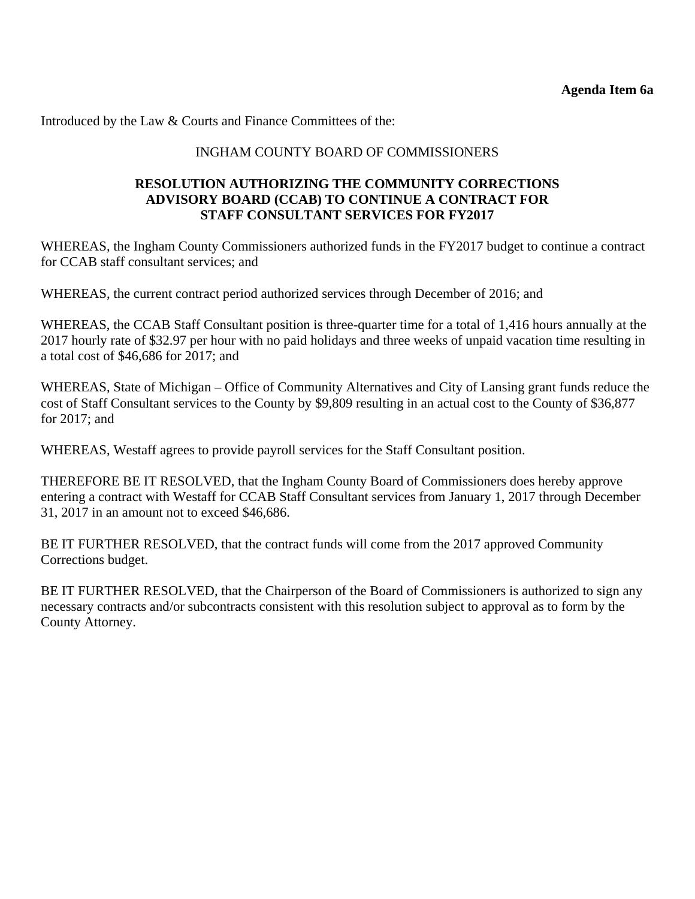**Agenda Item 6a**

Introduced by the Law & Courts and Finance Committees of the:

INGHAM COUNTY BOARD OF COMMISSIONERS

**RESOLUTION AUTHORIZING THE COMMUNITY CORRECTIONS ADVISORY BOARD (CCAB) TO CONTINUE A CONTRACT FOR STAFF CONSULTANT SERVICES FOR FY2017**

WHEREAS, the Ingham County Commissioners authorized funds in the FY2017 budget to continue a contract for CCAB staff consultant services; and

WHEREAS, the current contract period authorized services through December of 2016; and

WHEREAS, the CCAB Staff Consultant position is three-quarter time for a total of 1,416 hours annually at the 2017 hourly rate of $32.97 per hour with no paid holidays and three weeks of unpaid vacation time resulting in a total cost of $46,686 for 2017; and

WHEREAS, State of Michigan – Office of Community Alternatives and City of Lansing grant funds reduce the cost of Staff Consultant services to the County by $9,809 resulting in an actual cost to the County of $36,877 for 2017; and

WHEREAS, Westaff agrees to provide payroll services for the Staff Consultant position.

THEREFORE BE IT RESOLVED, that the Ingham County Board of Commissioners does hereby approve entering a contract with Westaff for CCAB Staff Consultant services from January 1, 2017 through December 31, 2017 in an amount not to exceed $46,686.

BE IT FURTHER RESOLVED, that the contract funds will come from the 2017 approved Community Corrections budget.

BE IT FURTHER RESOLVED, that the Chairperson of the Board of Commissioners is authorized to sign any necessary contracts and/or subcontracts consistent with this resolution subject to approval as to form by the County Attorney.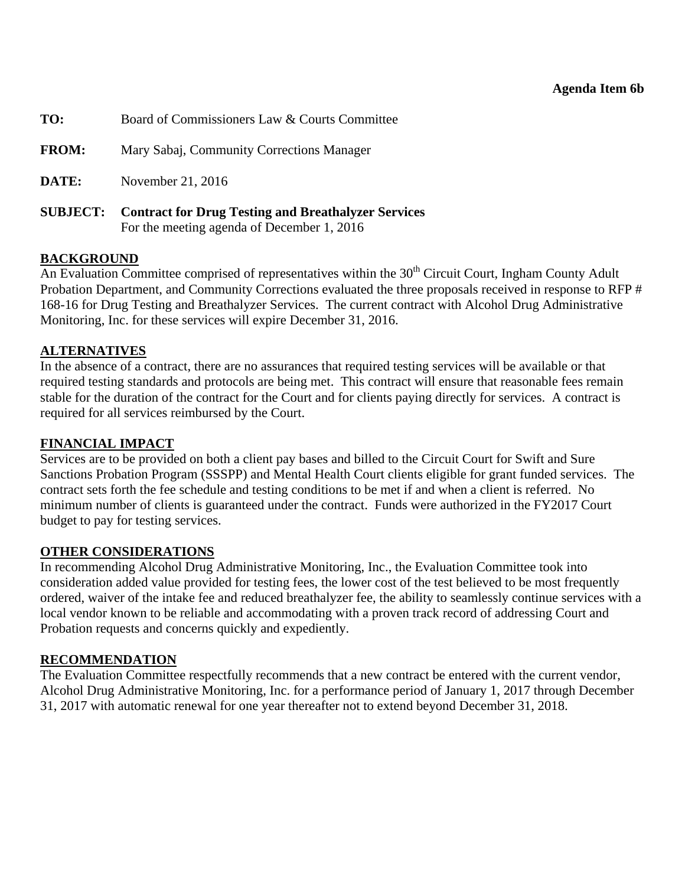**Agenda Item 6b**

**TO:** Board of Commissioners Law & Courts Committee

**FROM:** Mary Sabaj, Community Corrections Manager

**DATE:** November 21, 2016

**SUBJECT: Contract for Drug Testing and Breathalyzer Services**
For the meeting agenda of December 1, 2016

## BACKGROUND

An Evaluation Committee comprised of representatives within the 30th Circuit Court, Ingham County Adult Probation Department, and Community Corrections evaluated the three proposals received in response to RFP # 168-16 for Drug Testing and Breathalyzer Services. The current contract with Alcohol Drug Administrative Monitoring, Inc. for these services will expire December 31, 2016.

## ALTERNATIVES

In the absence of a contract, there are no assurances that required testing services will be available or that required testing standards and protocols are being met. This contract will ensure that reasonable fees remain stable for the duration of the contract for the Court and for clients paying directly for services. A contract is required for all services reimbursed by the Court.

## FINANCIAL IMPACT

Services are to be provided on both a client pay bases and billed to the Circuit Court for Swift and Sure Sanctions Probation Program (SSSPP) and Mental Health Court clients eligible for grant funded services. The contract sets forth the fee schedule and testing conditions to be met if and when a client is referred. No minimum number of clients is guaranteed under the contract. Funds were authorized in the FY2017 Court budget to pay for testing services.

## OTHER CONSIDERATIONS

In recommending Alcohol Drug Administrative Monitoring, Inc., the Evaluation Committee took into consideration added value provided for testing fees, the lower cost of the test believed to be most frequently ordered, waiver of the intake fee and reduced breathalyzer fee, the ability to seamlessly continue services with a local vendor known to be reliable and accommodating with a proven track record of addressing Court and Probation requests and concerns quickly and expediently.

## RECOMMENDATION

The Evaluation Committee respectfully recommends that a new contract be entered with the current vendor, Alcohol Drug Administrative Monitoring, Inc. for a performance period of January 1, 2017 through December 31, 2017 with automatic renewal for one year thereafter not to extend beyond December 31, 2018.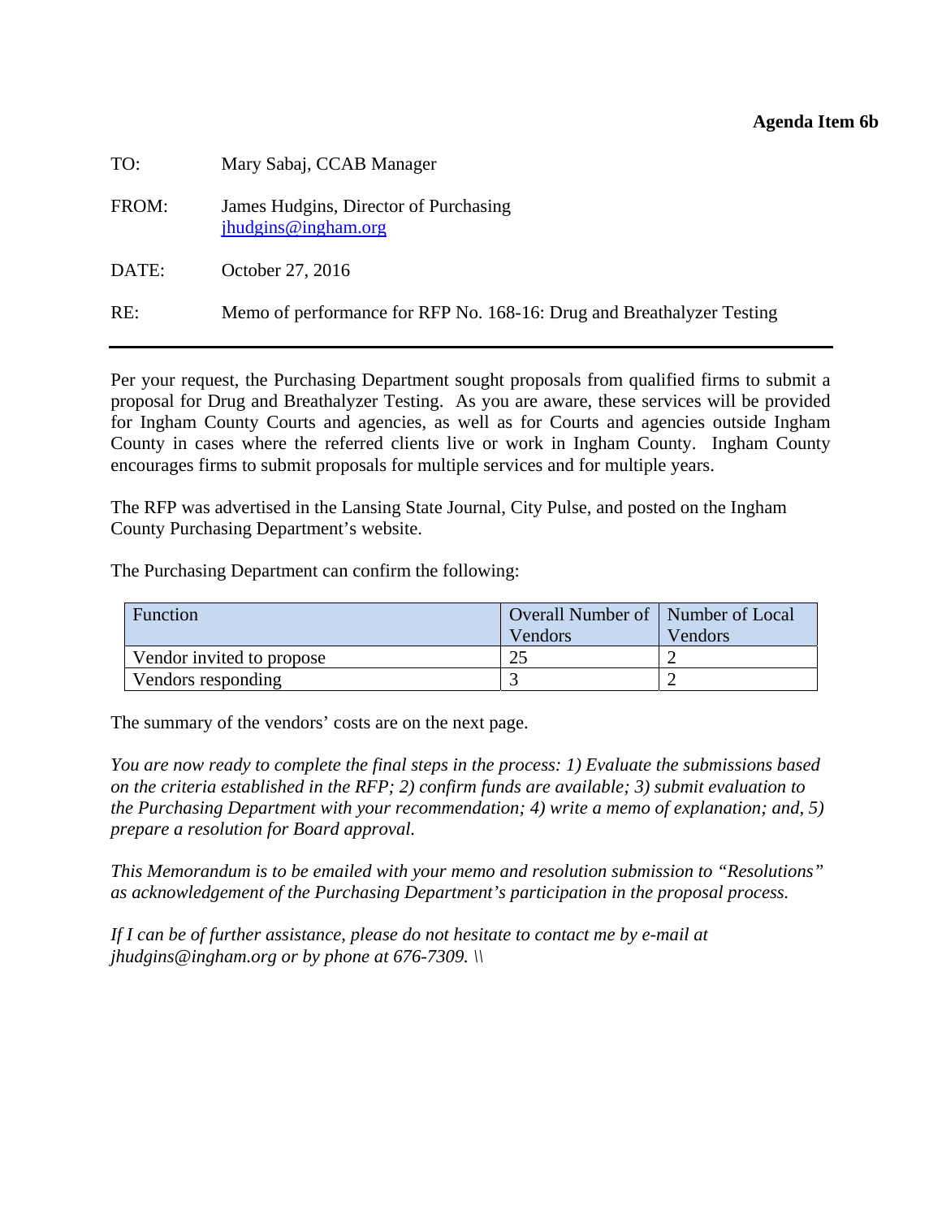**Agenda Item 6b**

TO: Mary Sabaj, CCAB Manager

FROM: James Hudgins, Director of Purchasing
jhudgins@ingham.org

DATE: October 27, 2016

RE: Memo of performance for RFP No. 168-16: Drug and Breathalyzer Testing

---

Per your request, the Purchasing Department sought proposals from qualified firms to submit a proposal for Drug and Breathalyzer Testing. As you are aware, these services will be provided for Ingham County Courts and agencies, as well as for Courts and agencies outside Ingham County in cases where the referred clients live or work in Ingham County. Ingham County encourages firms to submit proposals for multiple services and for multiple years.

The RFP was advertised in the Lansing State Journal, City Pulse, and posted on the Ingham County Purchasing Department's website.

The Purchasing Department can confirm the following:

| Function | Overall Number of Vendors | Number of Local Vendors |
|---|---|---|
| Vendor invited to propose | 25 | 2 |
| Vendors responding | 3 | 2 |

The summary of the vendors' costs are on the next page.

*You are now ready to complete the final steps in the process: 1) Evaluate the submissions based on the criteria established in the RFP; 2) confirm funds are available; 3) submit evaluation to the Purchasing Department with your recommendation; 4) write a memo of explanation; and, 5) prepare a resolution for Board approval.*

*This Memorandum is to be emailed with your memo and resolution submission to "Resolutions" as acknowledgement of the Purchasing Department's participation in the proposal process.*

*If I can be of further assistance, please do not hesitate to contact me by e-mail at jhudgins@ingham.org or by phone at 676-7309. \\*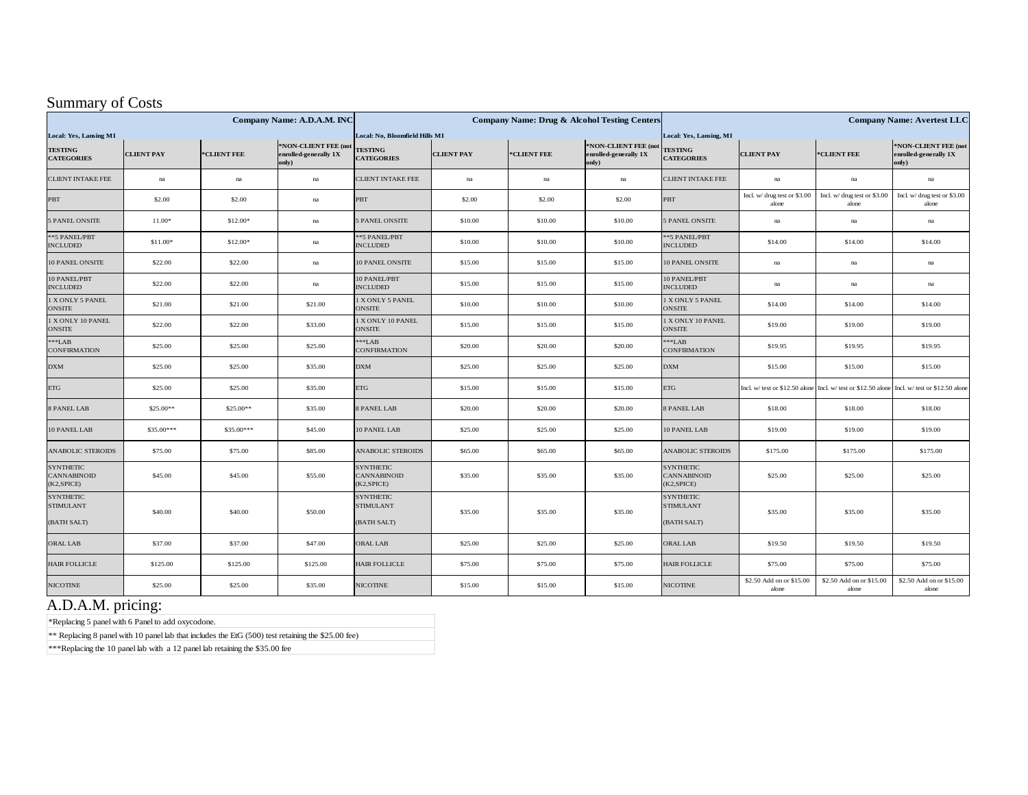# Summary of Costs

| Company Name: A.D.A.M. INC | | | | Company Name: Drug & Alcohol Testing Centers | | | | Company Name: Avertest LLC | | | |
|---|---|---|---|---|---|---|---|---|---|---|---|
| Local: Yes, Lansing MI | | | | Local: No, Bloomfield Hills MI | | | | Local: Yes, Lansing, MI | | | |
| TESTING CATEGORIES | CLIENT PAY | *CLIENT FEE | *NON-CLIENT FEE (not enrolled-generally 1X only) | TESTING CATEGORIES | CLIENT PAY | *CLIENT FEE | *NON-CLIENT FEE (not enrolled-generally 1X only) | TESTING CATEGORIES | CLIENT PAY | *CLIENT FEE | *NON-CLIENT FEE (not enrolled-generally 1X only) |
| CLIENT INTAKE FEE | na | na | na | CLIENT INTAKE FEE | na | na | na | CLIENT INTAKE FEE | na | na | na |
| PBT | $2.00 | $2.00 | na | PBT | $2.00 | $2.00 | $2.00 | PBT | Incl. w/ drug test or $3.00 alone | Incl. w/ drug test or $3.00 alone | Incl. w/ drug test or $3.00 alone |
| 5 PANEL ONSITE | 11.00* | $12.00* | na | 5 PANEL ONSITE | $10.00 | $10.00 | $10.00 | 5 PANEL ONSITE | na | na | na |
| **5 PANEL/PBT INCLUDED | $11.00* | $12.00* | na | **5 PANEL/PBT INCLUDED | $10.00 | $10.00 | $10.00 | **5 PANEL/PBT INCLUDED | $14.00 | $14.00 | $14.00 |
| 10 PANEL ONSITE | $22.00 | $22.00 | na | 10 PANEL ONSITE | $15.00 | $15.00 | $15.00 | 10 PANEL ONSITE | na | na | na |
| 10 PANEL/PBT INCLUDED | $22.00 | $22.00 | na | 10 PANEL/PBT INCLUDED | $15.00 | $15.00 | $15.00 | 10 PANEL/PBT INCLUDED | na | na | na |
| 1 X ONLY 5 PANEL ONSITE | $21.00 | $21.00 | $21.00 | 1 X ONLY 5 PANEL ONSITE | $10.00 | $10.00 | $10.00 | 1 X ONLY 5 PANEL ONSITE | $14.00 | $14.00 | $14.00 |
| 1 X ONLY 10 PANEL ONSITE | $22.00 | $22.00 | $33.00 | 1 X ONLY 10 PANEL ONSITE | $15.00 | $15.00 | $15.00 | 1 X ONLY 10 PANEL ONSITE | $19.00 | $19.00 | $19.00 |
| ***LAB CONFIRMATION | $25.00 | $25.00 | $25.00 | ***LAB CONFIRMATION | $20.00 | $20.00 | $20.00 | ***LAB CONFIRMATION | $19.95 | $19.95 | $19.95 |
| DXM | $25.00 | $25.00 | $35.00 | DXM | $25.00 | $25.00 | $25.00 | DXM | $15.00 | $15.00 | $15.00 |
| ETG | $25.00 | $25.00 | $35.00 | ETG | $15.00 | $15.00 | $15.00 | ETG | Incl. w/ test or $12.50 alone | Incl. w/ test or $12.50 alone | Incl. w/ test or $12.50 alone |
| 8 PANEL LAB | $25.00** | $25.00** | $35.00 | 8 PANEL LAB | $20.00 | $20.00 | $20.00 | 8 PANEL LAB | $18.00 | $18.00 | $18.00 |
| 10 PANEL LAB | $35.00*** | $35.00*** | $45.00 | 10 PANEL LAB | $25.00 | $25.00 | $25.00 | 10 PANEL LAB | $19.00 | $19.00 | $19.00 |
| ANABOLIC STEROIDS | $75.00 | $75.00 | $85.00 | ANABOLIC STEROIDS | $65.00 | $65.00 | $65.00 | ANABOLIC STEROIDS | $175.00 | $175.00 | $175.00 |
| SYNTHETIC CANNABINOID (K2,SPICE) | $45.00 | $45.00 | $55.00 | SYNTHETIC CANNABINOID (K2,SPICE) | $35.00 | $35.00 | $35.00 | SYNTHETIC CANNABINOID (K2,SPICE) | $25.00 | $25.00 | $25.00 |
| SYNTHETIC STIMULANT (BATH SALT) | $40.00 | $40.00 | $50.00 | SYNTHETIC STIMULANT (BATH SALT) | $35.00 | $35.00 | $35.00 | SYNTHETIC STIMULANT (BATH SALT) | $35.00 | $35.00 | $35.00 |
| ORAL LAB | $37.00 | $37.00 | $47.00 | ORAL LAB | $25.00 | $25.00 | $25.00 | ORAL LAB | $19.50 | $19.50 | $19.50 |
| HAIR FOLLICLE | $125.00 | $125.00 | $125.00 | HAIR FOLLICLE | $75.00 | $75.00 | $75.00 | HAIR FOLLICLE | $75.00 | $75.00 | $75.00 |
| NICOTINE | $25.00 | $25.00 | $35.00 | NICOTINE | $15.00 | $15.00 | $15.00 | NICOTINE | $2.50 Add on or $15.00 alone | $2.50 Add on or $15.00 alone | $2.50 Add on or $15.00 alone |

## A.D.A.M. pricing:

| |
|---|
| *Replacing 5 panel with 6 Panel to add oxycodone. |
| ** Replacing 8 panel with 10 panel lab that includes the EtG (500) test retaining the $25.00 fee) |
| ***Replacing the 10 panel lab with a 12 panel lab retaining the $35.00 fee |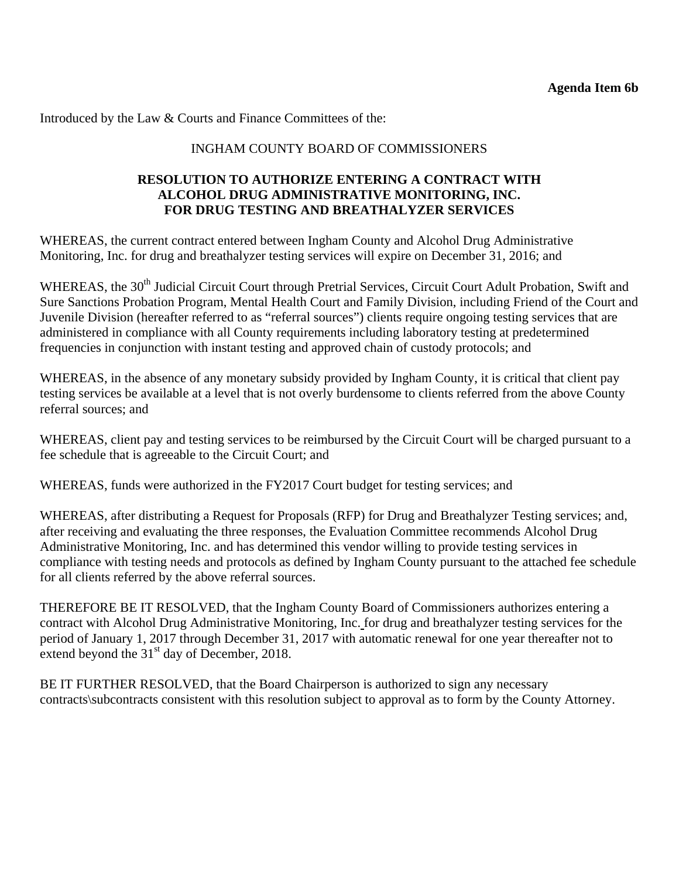**Agenda Item 6b**

Introduced by the Law & Courts and Finance Committees of the:

INGHAM COUNTY BOARD OF COMMISSIONERS

**RESOLUTION TO AUTHORIZE ENTERING A CONTRACT WITH ALCOHOL DRUG ADMINISTRATIVE MONITORING, INC. FOR DRUG TESTING AND BREATHALYZER SERVICES**

WHEREAS, the current contract entered between Ingham County and Alcohol Drug Administrative Monitoring, Inc. for drug and breathalyzer testing services will expire on December 31, 2016; and

WHEREAS, the 30th Judicial Circuit Court through Pretrial Services, Circuit Court Adult Probation, Swift and Sure Sanctions Probation Program, Mental Health Court and Family Division, including Friend of the Court and Juvenile Division (hereafter referred to as "referral sources") clients require ongoing testing services that are administered in compliance with all County requirements including laboratory testing at predetermined frequencies in conjunction with instant testing and approved chain of custody protocols; and

WHEREAS, in the absence of any monetary subsidy provided by Ingham County, it is critical that client pay testing services be available at a level that is not overly burdensome to clients referred from the above County referral sources; and

WHEREAS, client pay and testing services to be reimbursed by the Circuit Court will be charged pursuant to a fee schedule that is agreeable to the Circuit Court; and

WHEREAS, funds were authorized in the FY2017 Court budget for testing services; and

WHEREAS, after distributing a Request for Proposals (RFP) for Drug and Breathalyzer Testing services; and, after receiving and evaluating the three responses, the Evaluation Committee recommends Alcohol Drug Administrative Monitoring, Inc. and has determined this vendor willing to provide testing services in compliance with testing needs and protocols as defined by Ingham County pursuant to the attached fee schedule for all clients referred by the above referral sources.

THEREFORE BE IT RESOLVED, that the Ingham County Board of Commissioners authorizes entering a contract with Alcohol Drug Administrative Monitoring, Inc. for drug and breathalyzer testing services for the period of January 1, 2017 through December 31, 2017 with automatic renewal for one year thereafter not to extend beyond the 31st day of December, 2018.

BE IT FURTHER RESOLVED, that the Board Chairperson is authorized to sign any necessary contracts\subcontracts consistent with this resolution subject to approval as to form by the County Attorney.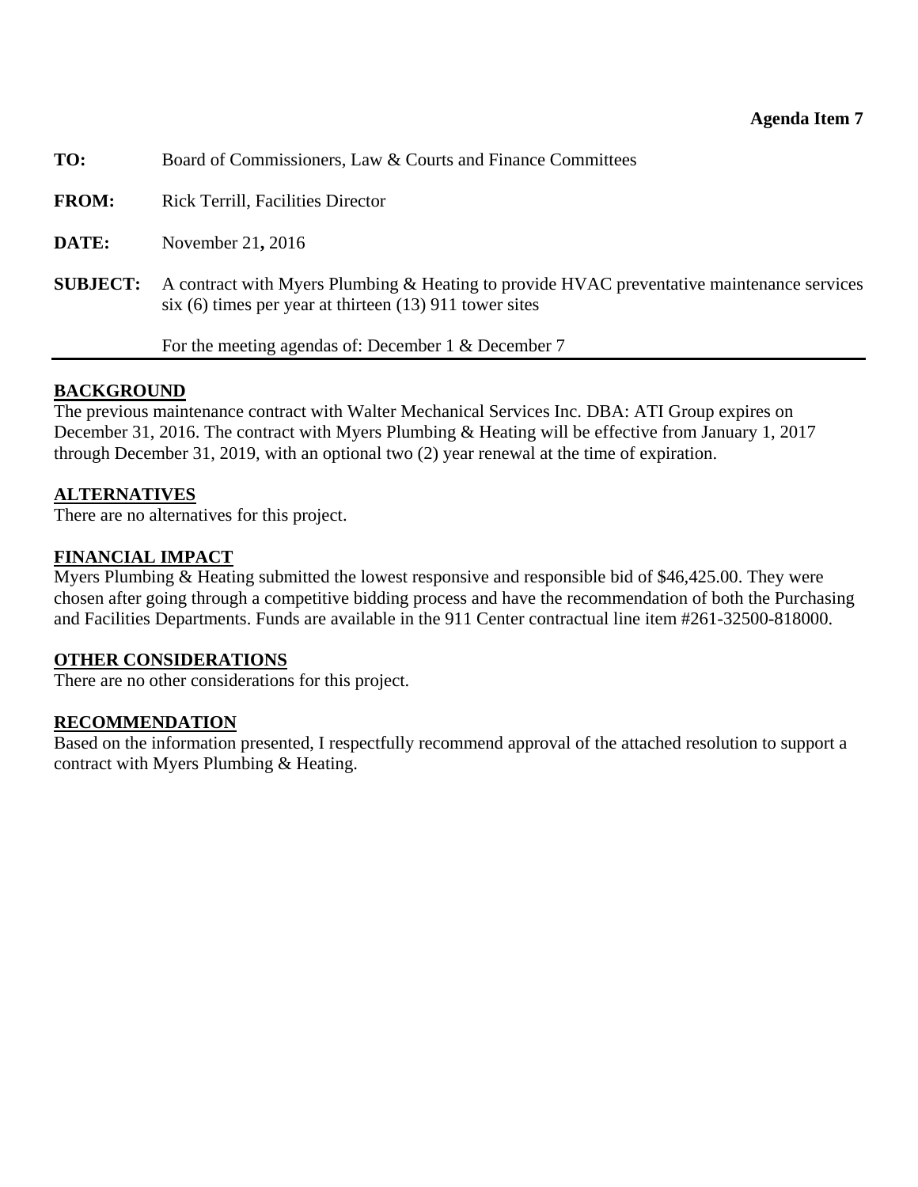**Agenda Item 7**

**TO:** Board of Commissioners, Law & Courts and Finance Committees

**FROM:** Rick Terrill, Facilities Director

**DATE:** November 21**,** 2016

**SUBJECT:** A contract with Myers Plumbing & Heating to provide HVAC preventative maintenance services six (6) times per year at thirteen (13) 911 tower sites

For the meeting agendas of: December 1 & December 7

---

## BACKGROUND

The previous maintenance contract with Walter Mechanical Services Inc. DBA: ATI Group expires on December 31, 2016. The contract with Myers Plumbing & Heating will be effective from January 1, 2017 through December 31, 2019, with an optional two (2) year renewal at the time of expiration.

## ALTERNATIVES

There are no alternatives for this project.

## FINANCIAL IMPACT

Myers Plumbing & Heating submitted the lowest responsive and responsible bid of $46,425.00. They were chosen after going through a competitive bidding process and have the recommendation of both the Purchasing and Facilities Departments. Funds are available in the 911 Center contractual line item #261-32500-818000.

## OTHER CONSIDERATIONS

There are no other considerations for this project.

## RECOMMENDATION

Based on the information presented, I respectfully recommend approval of the attached resolution to support a contract with Myers Plumbing & Heating.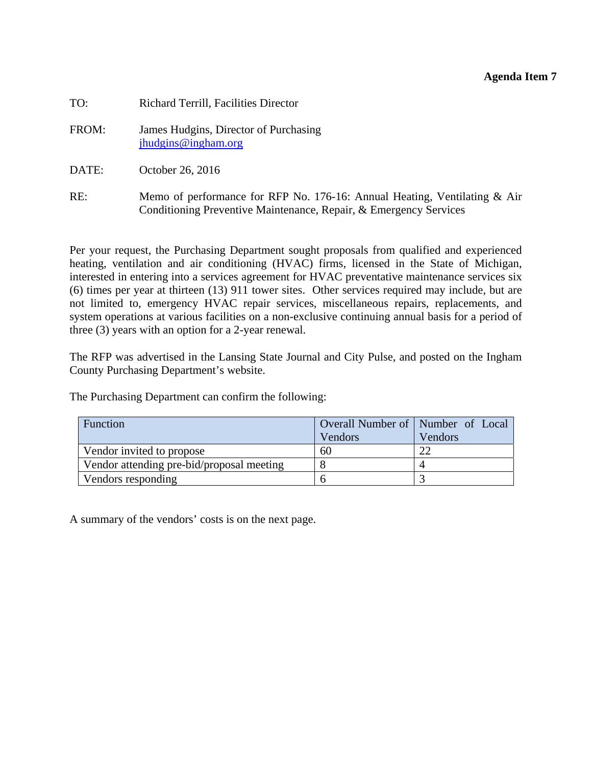**Agenda Item 7**

TO: Richard Terrill, Facilities Director

FROM: James Hudgins, Director of Purchasing  
jhudgins@ingham.org

DATE: October 26, 2016

RE: Memo of performance for RFP No. 176-16: Annual Heating, Ventilating & Air Conditioning Preventive Maintenance, Repair, & Emergency Services

Per your request, the Purchasing Department sought proposals from qualified and experienced heating, ventilation and air conditioning (HVAC) firms, licensed in the State of Michigan, interested in entering into a services agreement for HVAC preventative maintenance services six (6) times per year at thirteen (13) 911 tower sites. Other services required may include, but are not limited to, emergency HVAC repair services, miscellaneous repairs, replacements, and system operations at various facilities on a non-exclusive continuing annual basis for a period of three (3) years with an option for a 2-year renewal.

The RFP was advertised in the Lansing State Journal and City Pulse, and posted on the Ingham County Purchasing Department's website.

The Purchasing Department can confirm the following:

| Function | Overall Number of Vendors | Number of Local Vendors |
|---|---|---|
| Vendor invited to propose | 60 | 22 |
| Vendor attending pre-bid/proposal meeting | 8 | 4 |
| Vendors responding | 6 | 3 |

A summary of the vendors' costs is on the next page.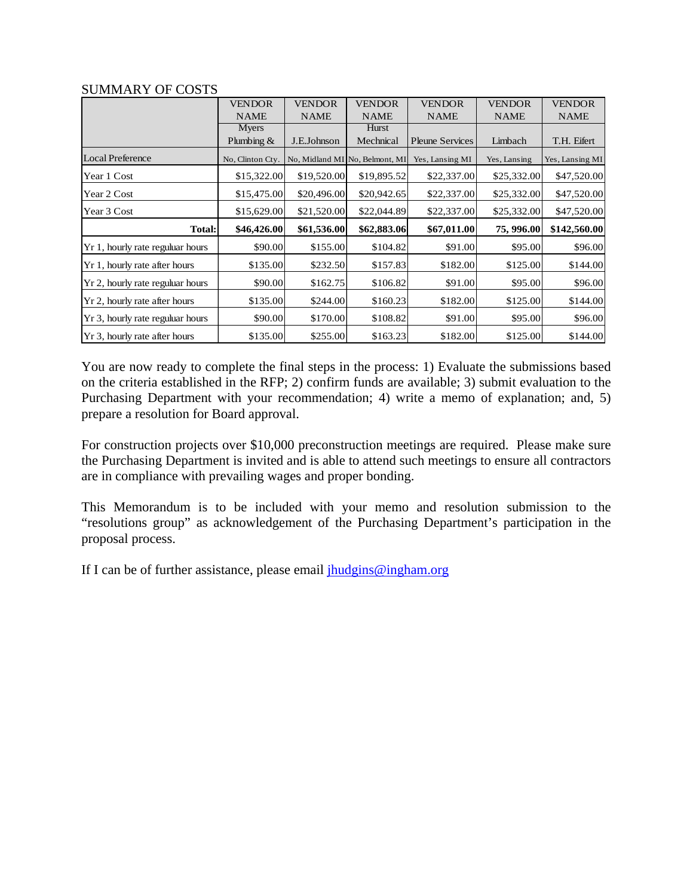SUMMARY OF COSTS

| | VENDOR NAME | VENDOR NAME | VENDOR NAME | VENDOR NAME | VENDOR NAME | VENDOR NAME |
|---|---|---|---|---|---|---|
| | Myers Plumbing & | J.E.Johnson | Hurst Mechnical | Pleune Services | Limbach | T.H. Eifert |
| Local Preference | No, Clinton Cty. | No, Midland MI | No, Belmont, MI | Yes, Lansing MI | Yes, Lansing | Yes, Lansing MI |
| Year 1 Cost | $15,322.00 | $19,520.00 | $19,895.52 | $22,337.00 | $25,332.00 | $47,520.00 |
| Year 2 Cost | $15,475.00 | $20,496.00 | $20,942.65 | $22,337.00 | $25,332.00 | $47,520.00 |
| Year 3 Cost | $15,629.00 | $21,520.00 | $22,044.89 | $22,337.00 | $25,332.00 | $47,520.00 |
| **Total:** | **$46,426.00** | **$61,536.00** | **$62,883.06** | **$67,011.00** | **75, 996.00** | **$142,560.00** |
| Yr 1, hourly rate reguluar hours | $90.00 | $155.00 | $104.82 | $91.00 | $95.00 | $96.00 |
| Yr 1, hourly rate after hours | $135.00 | $232.50 | $157.83 | $182.00 | $125.00 | $144.00 |
| Yr 2, hourly rate reguluar hours | $90.00 | $162.75 | $106.82 | $91.00 | $95.00 | $96.00 |
| Yr 2, hourly rate after hours | $135.00 | $244.00 | $160.23 | $182.00 | $125.00 | $144.00 |
| Yr 3, hourly rate reguluar hours | $90.00 | $170.00 | $108.82 | $91.00 | $95.00 | $96.00 |
| Yr 3, hourly rate after hours | $135.00 | $255.00 | $163.23 | $182.00 | $125.00 | $144.00 |

You are now ready to complete the final steps in the process: 1) Evaluate the submissions based on the criteria established in the RFP; 2) confirm funds are available; 3) submit evaluation to the Purchasing Department with your recommendation; 4) write a memo of explanation; and, 5) prepare a resolution for Board approval.

For construction projects over $10,000 preconstruction meetings are required. Please make sure the Purchasing Department is invited and is able to attend such meetings to ensure all contractors are in compliance with prevailing wages and proper bonding.

This Memorandum is to be included with your memo and resolution submission to the "resolutions group" as acknowledgement of the Purchasing Department's participation in the proposal process.

If I can be of further assistance, please email jhudgins@ingham.org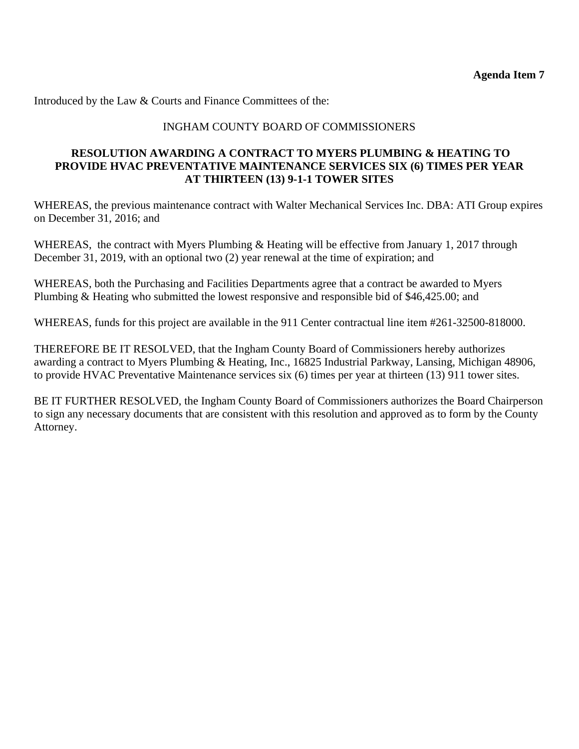**Agenda Item 7**

Introduced by the Law & Courts and Finance Committees of the:

INGHAM COUNTY BOARD OF COMMISSIONERS

**RESOLUTION AWARDING A CONTRACT TO MYERS PLUMBING & HEATING TO PROVIDE HVAC PREVENTATIVE MAINTENANCE SERVICES SIX (6) TIMES PER YEAR AT THIRTEEN (13) 9-1-1 TOWER SITES**

WHEREAS, the previous maintenance contract with Walter Mechanical Services Inc. DBA: ATI Group expires on December 31, 2016; and

WHEREAS, the contract with Myers Plumbing & Heating will be effective from January 1, 2017 through December 31, 2019, with an optional two (2) year renewal at the time of expiration; and

WHEREAS, both the Purchasing and Facilities Departments agree that a contract be awarded to Myers Plumbing & Heating who submitted the lowest responsive and responsible bid of $46,425.00; and

WHEREAS, funds for this project are available in the 911 Center contractual line item #261-32500-818000.

THEREFORE BE IT RESOLVED, that the Ingham County Board of Commissioners hereby authorizes awarding a contract to Myers Plumbing & Heating, Inc., 16825 Industrial Parkway, Lansing, Michigan 48906, to provide HVAC Preventative Maintenance services six (6) times per year at thirteen (13) 911 tower sites.

BE IT FURTHER RESOLVED, the Ingham County Board of Commissioners authorizes the Board Chairperson to sign any necessary documents that are consistent with this resolution and approved as to form by the County Attorney.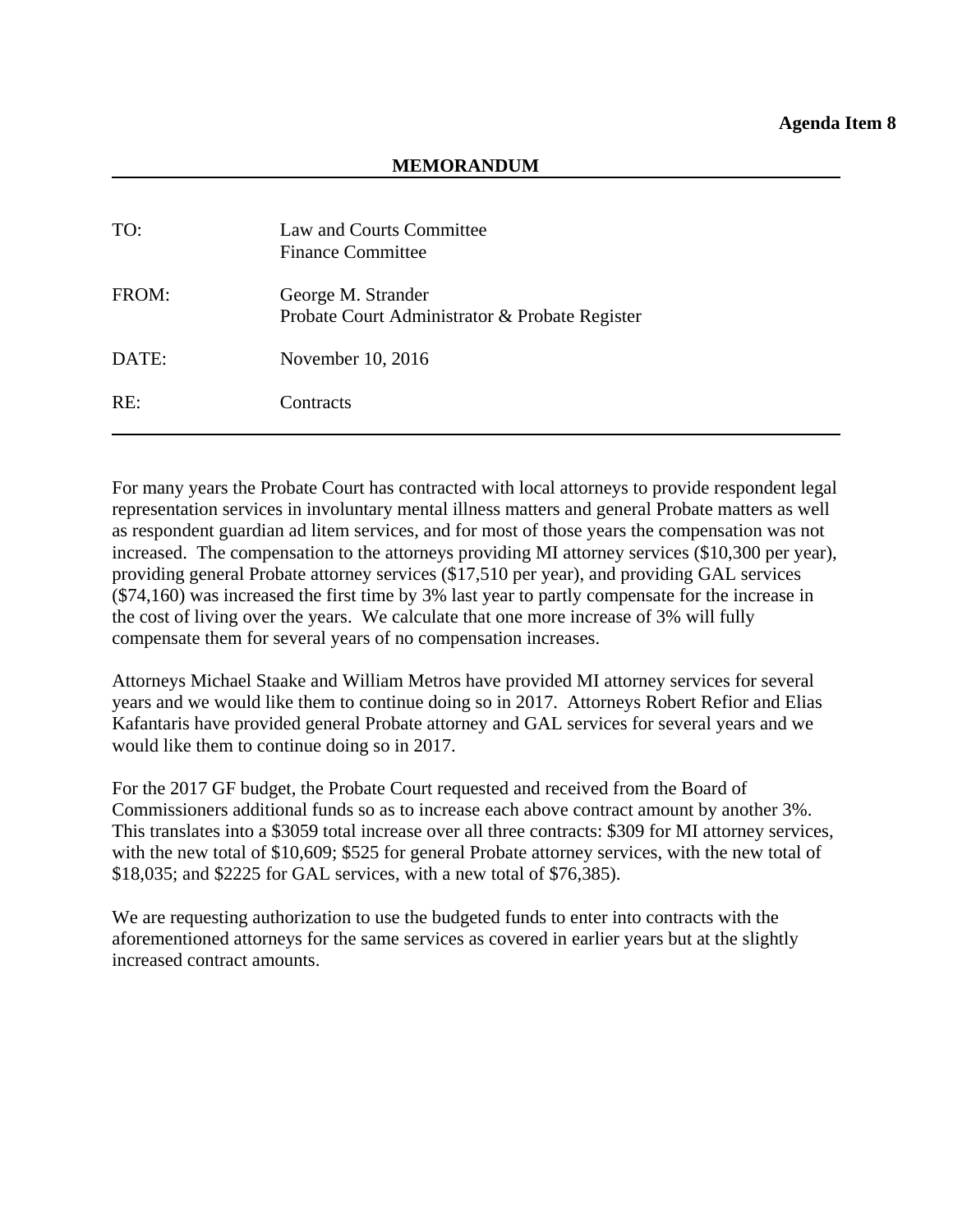**Agenda Item 8**

**MEMORANDUM**

| | |
|---|---|
| TO: | Law and Courts Committee<br>Finance Committee |
| FROM: | George M. Strander<br>Probate Court Administrator & Probate Register |
| DATE: | November 10, 2016 |
| RE: | Contracts |

For many years the Probate Court has contracted with local attorneys to provide respondent legal representation services in involuntary mental illness matters and general Probate matters as well as respondent guardian ad litem services, and for most of those years the compensation was not increased. The compensation to the attorneys providing MI attorney services ($10,300 per year), providing general Probate attorney services ($17,510 per year), and providing GAL services ($74,160) was increased the first time by 3% last year to partly compensate for the increase in the cost of living over the years. We calculate that one more increase of 3% will fully compensate them for several years of no compensation increases.

Attorneys Michael Staake and William Metros have provided MI attorney services for several years and we would like them to continue doing so in 2017. Attorneys Robert Refior and Elias Kafantaris have provided general Probate attorney and GAL services for several years and we would like them to continue doing so in 2017.

For the 2017 GF budget, the Probate Court requested and received from the Board of Commissioners additional funds so as to increase each above contract amount by another 3%. This translates into a $3059 total increase over all three contracts: $309 for MI attorney services, with the new total of $10,609; $525 for general Probate attorney services, with the new total of $18,035; and $2225 for GAL services, with a new total of $76,385).

We are requesting authorization to use the budgeted funds to enter into contracts with the aforementioned attorneys for the same services as covered in earlier years but at the slightly increased contract amounts.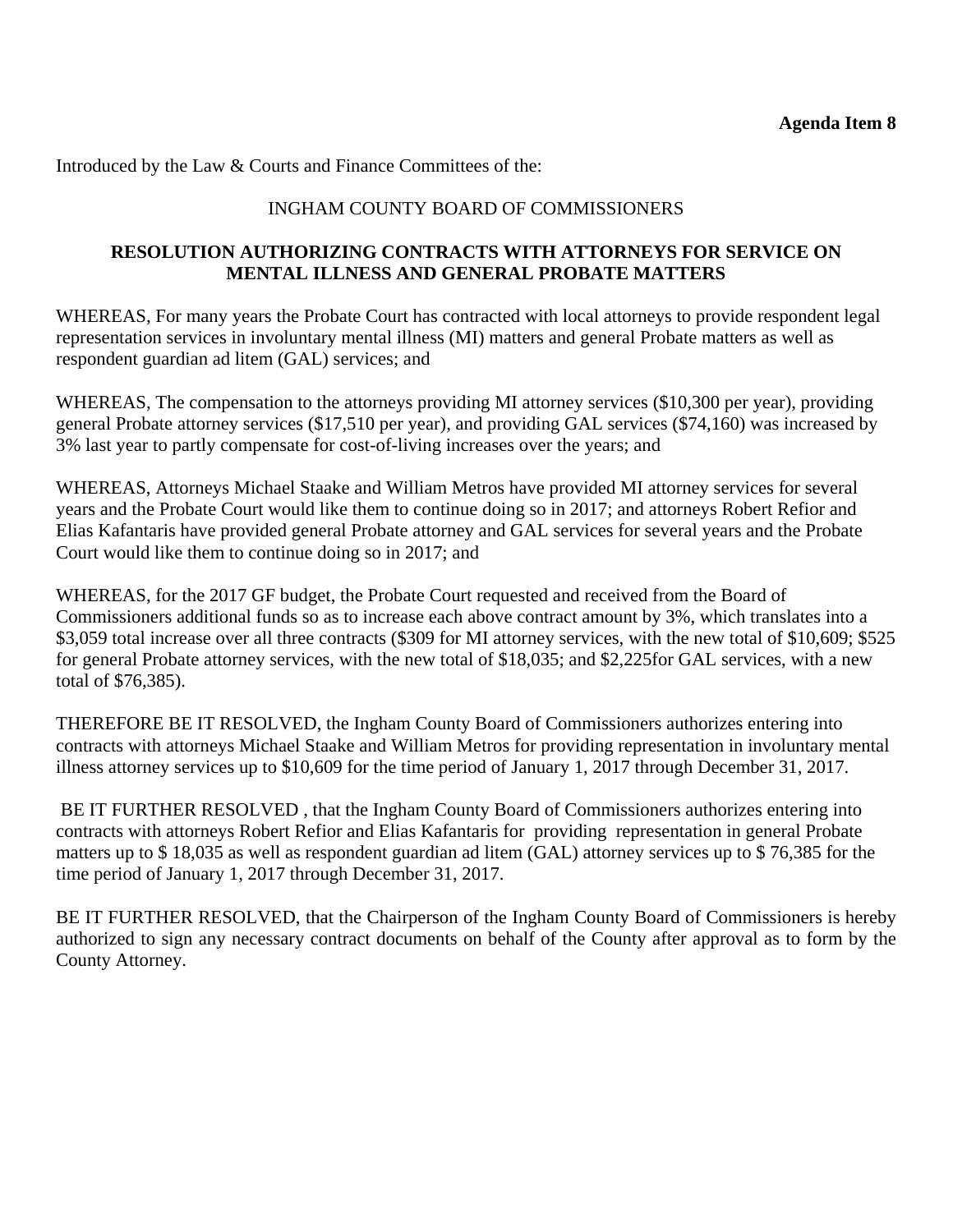**Agenda Item 8**

Introduced by the Law & Courts and Finance Committees of the:

INGHAM COUNTY BOARD OF COMMISSIONERS

**RESOLUTION AUTHORIZING CONTRACTS WITH ATTORNEYS FOR SERVICE ON MENTAL ILLNESS AND GENERAL PROBATE MATTERS**

WHEREAS, For many years the Probate Court has contracted with local attorneys to provide respondent legal representation services in involuntary mental illness (MI) matters and general Probate matters as well as respondent guardian ad litem (GAL) services; and

WHEREAS, The compensation to the attorneys providing MI attorney services ($10,300 per year), providing general Probate attorney services ($17,510 per year), and providing GAL services ($74,160) was increased by 3% last year to partly compensate for cost-of-living increases over the years; and

WHEREAS, Attorneys Michael Staake and William Metros have provided MI attorney services for several years and the Probate Court would like them to continue doing so in 2017; and attorneys Robert Refior and Elias Kafantaris have provided general Probate attorney and GAL services for several years and the Probate Court would like them to continue doing so in 2017; and

WHEREAS, for the 2017 GF budget, the Probate Court requested and received from the Board of Commissioners additional funds so as to increase each above contract amount by 3%, which translates into a $3,059 total increase over all three contracts ($309 for MI attorney services, with the new total of $10,609; $525 for general Probate attorney services, with the new total of $18,035; and $2,225for GAL services, with a new total of $76,385).

THEREFORE BE IT RESOLVED, the Ingham County Board of Commissioners authorizes entering into contracts with attorneys Michael Staake and William Metros for providing representation in involuntary mental illness attorney services up to $10,609 for the time period of January 1, 2017 through December 31, 2017.

BE IT FURTHER RESOLVED , that the Ingham County Board of Commissioners authorizes entering into contracts with attorneys Robert Refior and Elias Kafantaris for providing representation in general Probate matters up to $ 18,035 as well as respondent guardian ad litem (GAL) attorney services up to $ 76,385 for the time period of January 1, 2017 through December 31, 2017.

BE IT FURTHER RESOLVED, that the Chairperson of the Ingham County Board of Commissioners is hereby authorized to sign any necessary contract documents on behalf of the County after approval as to form by the County Attorney.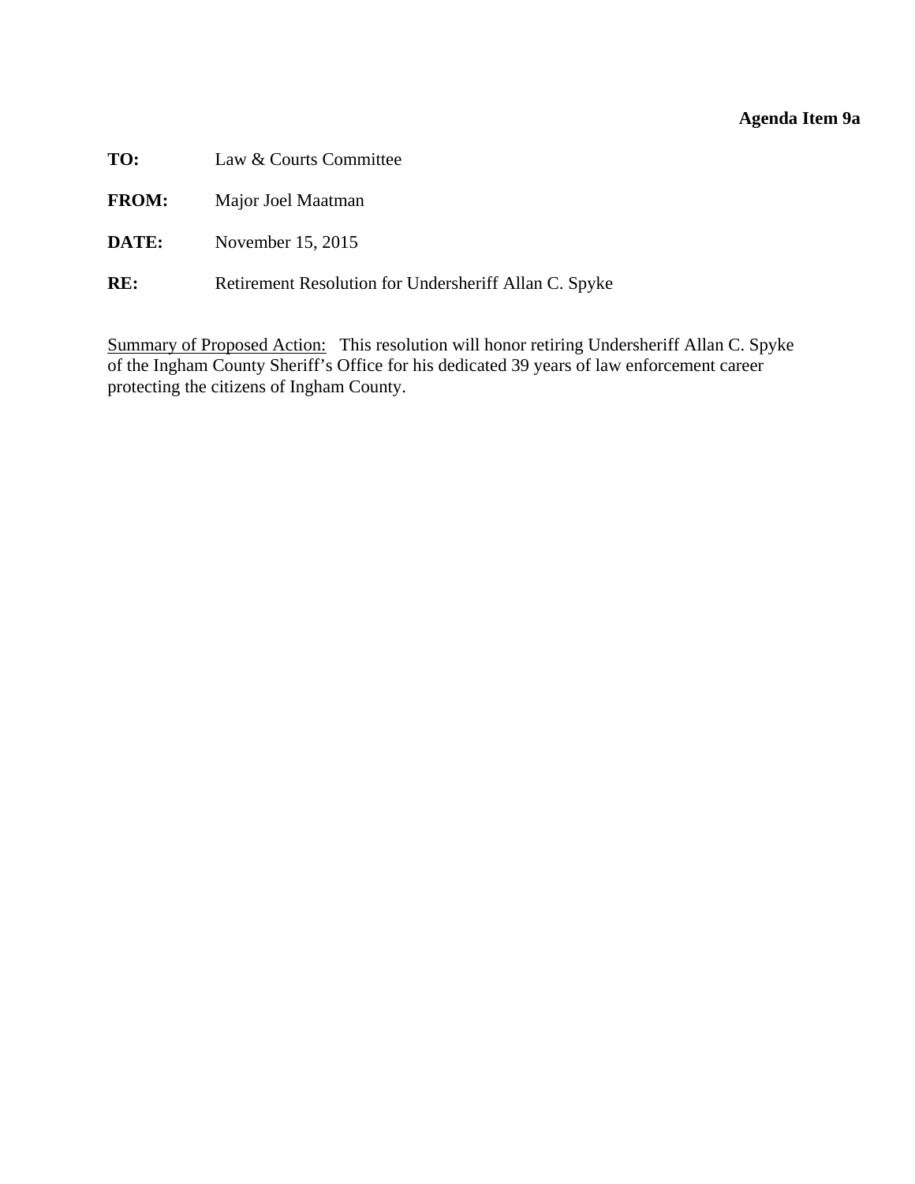**Agenda Item 9a**

**TO:** Law & Courts Committee

**FROM:** Major Joel Maatman

**DATE:** November 15, 2015

**RE:** Retirement Resolution for Undersheriff Allan C. Spyke

Summary of Proposed Action: This resolution will honor retiring Undersheriff Allan C. Spyke of the Ingham County Sheriff's Office for his dedicated 39 years of law enforcement career protecting the citizens of Ingham County.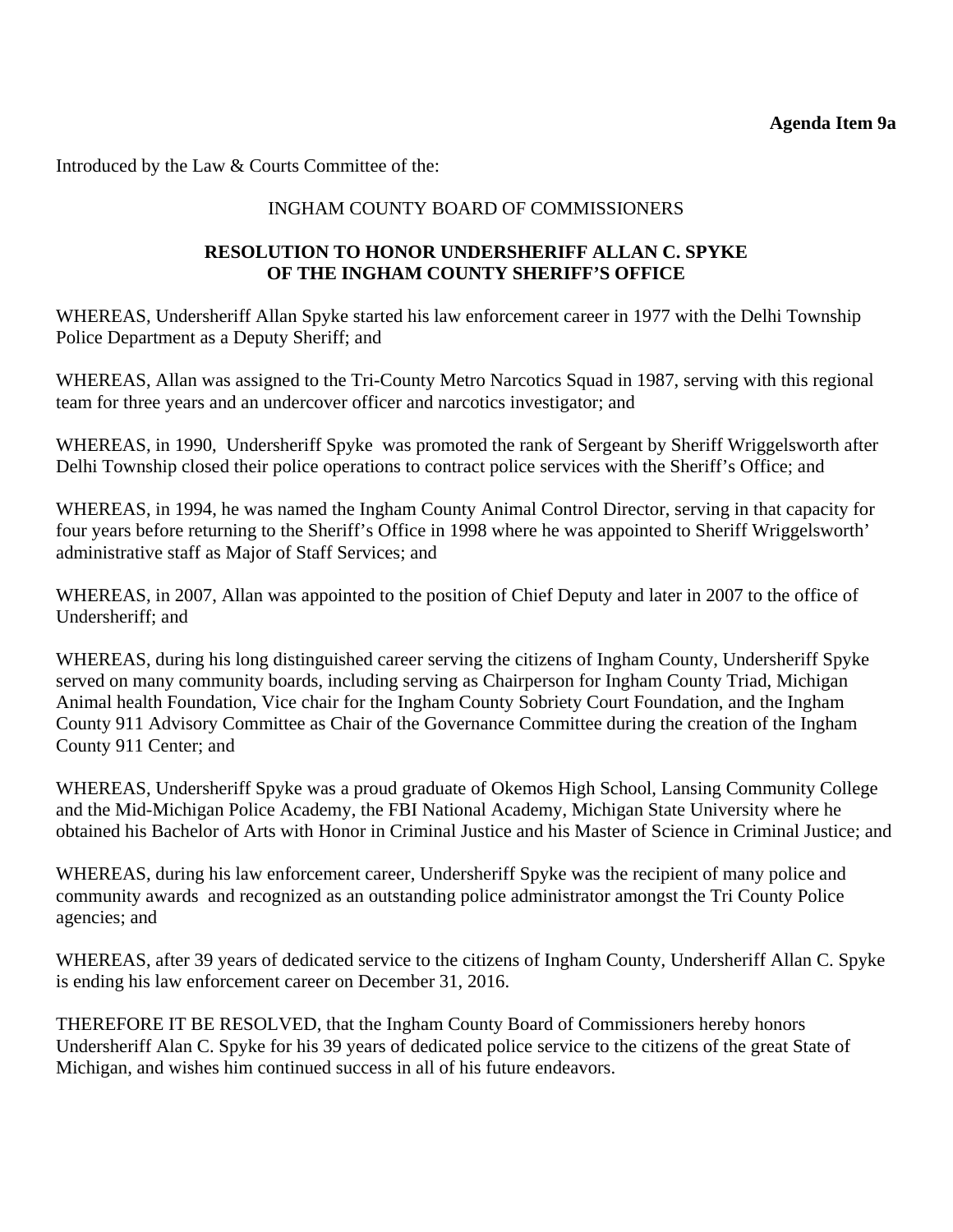**Agenda Item 9a**

Introduced by the Law & Courts Committee of the:

INGHAM COUNTY BOARD OF COMMISSIONERS

**RESOLUTION TO HONOR UNDERSHERIFF ALLAN C. SPYKE OF THE INGHAM COUNTY SHERIFF'S OFFICE**

WHEREAS, Undersheriff Allan Spyke started his law enforcement career in 1977 with the Delhi Township Police Department as a Deputy Sheriff; and

WHEREAS, Allan was assigned to the Tri-County Metro Narcotics Squad in 1987, serving with this regional team for three years and an undercover officer and narcotics investigator; and

WHEREAS, in 1990, Undersheriff Spyke was promoted the rank of Sergeant by Sheriff Wriggelsworth after Delhi Township closed their police operations to contract police services with the Sheriff's Office; and

WHEREAS, in 1994, he was named the Ingham County Animal Control Director, serving in that capacity for four years before returning to the Sheriff's Office in 1998 where he was appointed to Sheriff Wriggelsworth' administrative staff as Major of Staff Services; and

WHEREAS, in 2007, Allan was appointed to the position of Chief Deputy and later in 2007 to the office of Undersheriff; and

WHEREAS, during his long distinguished career serving the citizens of Ingham County, Undersheriff Spyke served on many community boards, including serving as Chairperson for Ingham County Triad, Michigan Animal health Foundation, Vice chair for the Ingham County Sobriety Court Foundation, and the Ingham County 911 Advisory Committee as Chair of the Governance Committee during the creation of the Ingham County 911 Center; and

WHEREAS, Undersheriff Spyke was a proud graduate of Okemos High School, Lansing Community College and the Mid-Michigan Police Academy, the FBI National Academy, Michigan State University where he obtained his Bachelor of Arts with Honor in Criminal Justice and his Master of Science in Criminal Justice; and

WHEREAS, during his law enforcement career, Undersheriff Spyke was the recipient of many police and community awards and recognized as an outstanding police administrator amongst the Tri County Police agencies; and

WHEREAS, after 39 years of dedicated service to the citizens of Ingham County, Undersheriff Allan C. Spyke is ending his law enforcement career on December 31, 2016.

THEREFORE IT BE RESOLVED, that the Ingham County Board of Commissioners hereby honors Undersheriff Alan C. Spyke for his 39 years of dedicated police service to the citizens of the great State of Michigan, and wishes him continued success in all of his future endeavors.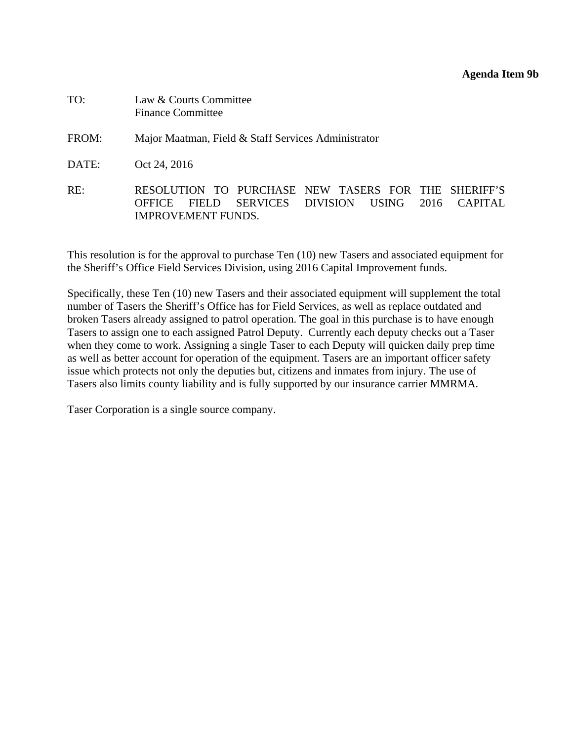**Agenda Item 9b**

TO: Law & Courts Committee
Finance Committee

FROM: Major Maatman, Field & Staff Services Administrator

DATE: Oct 24, 2016

RE: RESOLUTION TO PURCHASE NEW TASERS FOR THE SHERIFF'S OFFICE FIELD SERVICES DIVISION USING 2016 CAPITAL IMPROVEMENT FUNDS.

This resolution is for the approval to purchase Ten (10) new Tasers and associated equipment for the Sheriff's Office Field Services Division, using 2016 Capital Improvement funds.

Specifically, these Ten (10) new Tasers and their associated equipment will supplement the total number of Tasers the Sheriff's Office has for Field Services, as well as replace outdated and broken Tasers already assigned to patrol operation. The goal in this purchase is to have enough Tasers to assign one to each assigned Patrol Deputy. Currently each deputy checks out a Taser when they come to work. Assigning a single Taser to each Deputy will quicken daily prep time as well as better account for operation of the equipment. Tasers are an important officer safety issue which protects not only the deputies but, citizens and inmates from injury. The use of Tasers also limits county liability and is fully supported by our insurance carrier MMRMA.

Taser Corporation is a single source company.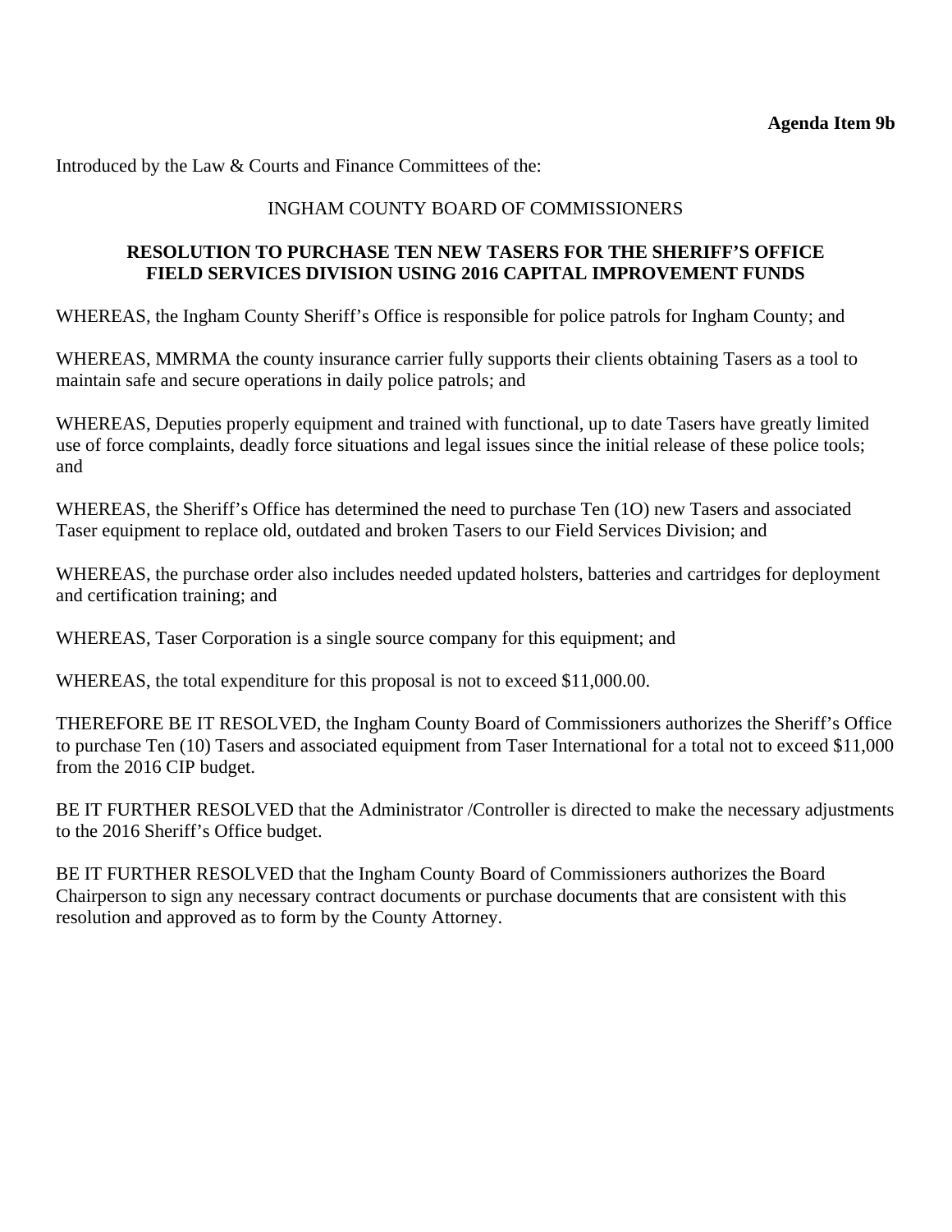**Agenda Item 9b**

Introduced by the Law & Courts and Finance Committees of the:

INGHAM COUNTY BOARD OF COMMISSIONERS

**RESOLUTION TO PURCHASE TEN NEW TASERS FOR THE SHERIFF'S OFFICE FIELD SERVICES DIVISION USING 2016 CAPITAL IMPROVEMENT FUNDS**

WHEREAS, the Ingham County Sheriff's Office is responsible for police patrols for Ingham County; and

WHEREAS, MMRMA the county insurance carrier fully supports their clients obtaining Tasers as a tool to maintain safe and secure operations in daily police patrols; and

WHEREAS, Deputies properly equipment and trained with functional, up to date Tasers have greatly limited use of force complaints, deadly force situations and legal issues since the initial release of these police tools; and

WHEREAS, the Sheriff's Office has determined the need to purchase Ten (1O) new Tasers and associated Taser equipment to replace old, outdated and broken Tasers to our Field Services Division; and

WHEREAS, the purchase order also includes needed updated holsters, batteries and cartridges for deployment and certification training; and

WHEREAS, Taser Corporation is a single source company for this equipment; and

WHEREAS, the total expenditure for this proposal is not to exceed $11,000.00.

THEREFORE BE IT RESOLVED, the Ingham County Board of Commissioners authorizes the Sheriff's Office to purchase Ten (10) Tasers and associated equipment from Taser International for a total not to exceed $11,000 from the 2016 CIP budget.

BE IT FURTHER RESOLVED that the Administrator /Controller is directed to make the necessary adjustments to the 2016 Sheriff's Office budget.

BE IT FURTHER RESOLVED that the Ingham County Board of Commissioners authorizes the Board Chairperson to sign any necessary contract documents or purchase documents that are consistent with this resolution and approved as to form by the County Attorney.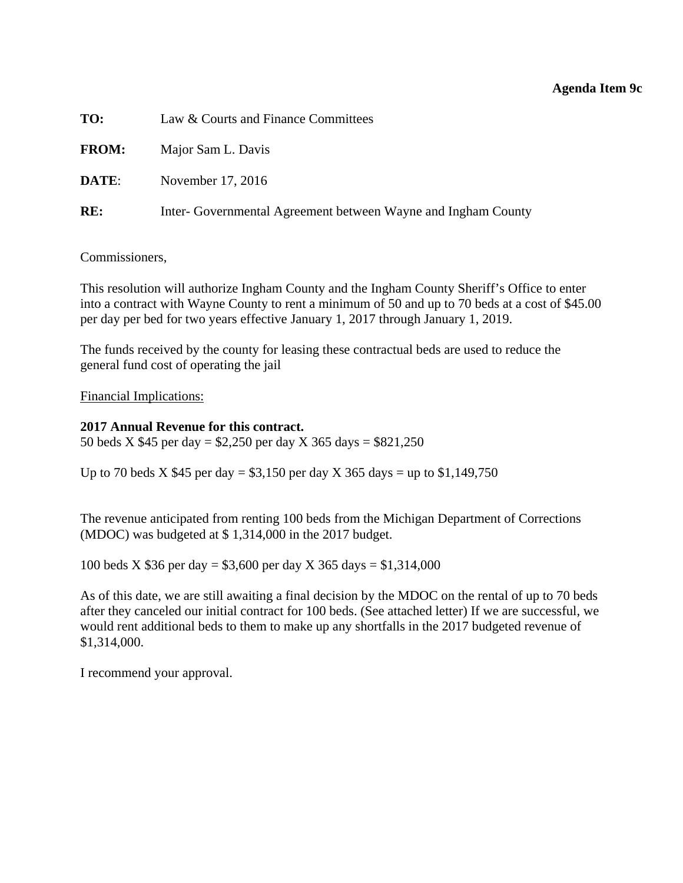**Agenda Item 9c**

**TO:** Law & Courts and Finance Committees

**FROM:** Major Sam L. Davis

**DATE**: November 17, 2016

**RE:** Inter- Governmental Agreement between Wayne and Ingham County

Commissioners,

This resolution will authorize Ingham County and the Ingham County Sheriff's Office to enter into a contract with Wayne County to rent a minimum of 50 and up to 70 beds at a cost of $45.00 per day per bed for two years effective January 1, 2017 through January 1, 2019.

The funds received by the county for leasing these contractual beds are used to reduce the general fund cost of operating the jail

<u>Financial Implications:</u>

**2017 Annual Revenue for this contract.**
50 beds X $45 per day = $2,250 per day X 365 days = $821,250

Up to 70 beds X $45 per day = $3,150 per day X 365 days = up to $1,149,750

The revenue anticipated from renting 100 beds from the Michigan Department of Corrections (MDOC) was budgeted at $ 1,314,000 in the 2017 budget.

100 beds X $36 per day = $3,600 per day X 365 days = $1,314,000

As of this date, we are still awaiting a final decision by the MDOC on the rental of up to 70 beds after they canceled our initial contract for 100 beds. (See attached letter) If we are successful, we would rent additional beds to them to make up any shortfalls in the 2017 budgeted revenue of $1,314,000.

I recommend your approval.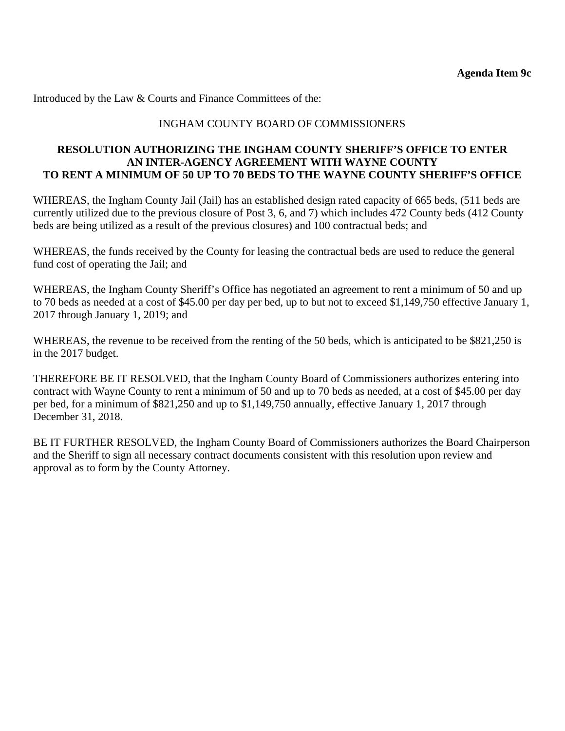**Agenda Item 9c**

Introduced by the Law & Courts and Finance Committees of the:

INGHAM COUNTY BOARD OF COMMISSIONERS

**RESOLUTION AUTHORIZING THE INGHAM COUNTY SHERIFF'S OFFICE TO ENTER AN INTER-AGENCY AGREEMENT WITH WAYNE COUNTY TO RENT A MINIMUM OF 50 UP TO 70 BEDS TO THE WAYNE COUNTY SHERIFF'S OFFICE**

WHEREAS, the Ingham County Jail (Jail) has an established design rated capacity of 665 beds, (511 beds are currently utilized due to the previous closure of Post 3, 6, and 7) which includes 472 County beds (412 County beds are being utilized as a result of the previous closures) and 100 contractual beds; and

WHEREAS, the funds received by the County for leasing the contractual beds are used to reduce the general fund cost of operating the Jail; and

WHEREAS, the Ingham County Sheriff's Office has negotiated an agreement to rent a minimum of 50 and up to 70 beds as needed at a cost of $45.00 per day per bed, up to but not to exceed $1,149,750 effective January 1, 2017 through January 1, 2019; and

WHEREAS, the revenue to be received from the renting of the 50 beds, which is anticipated to be $821,250 is in the 2017 budget.

THEREFORE BE IT RESOLVED, that the Ingham County Board of Commissioners authorizes entering into contract with Wayne County to rent a minimum of 50 and up to 70 beds as needed, at a cost of $45.00 per day per bed, for a minimum of $821,250 and up to $1,149,750 annually, effective January 1, 2017 through December 31, 2018.

BE IT FURTHER RESOLVED, the Ingham County Board of Commissioners authorizes the Board Chairperson and the Sheriff to sign all necessary contract documents consistent with this resolution upon review and approval as to form by the County Attorney.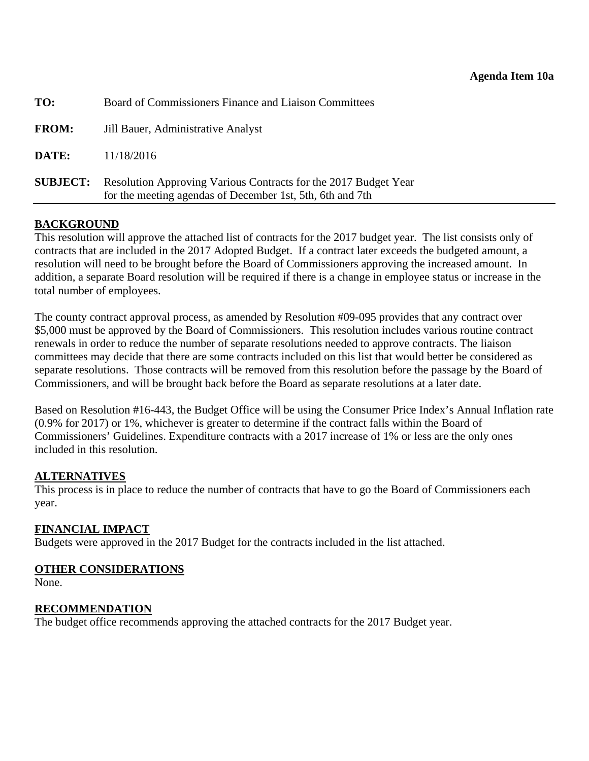**Agenda Item 10a**

**TO:** Board of Commissioners Finance and Liaison Committees

**FROM:** Jill Bauer, Administrative Analyst

**DATE:** 11/18/2016

**SUBJECT:** Resolution Approving Various Contracts for the 2017 Budget Year for the meeting agendas of December 1st, 5th, 6th and 7th

## BACKGROUND

This resolution will approve the attached list of contracts for the 2017 budget year. The list consists only of contracts that are included in the 2017 Adopted Budget. If a contract later exceeds the budgeted amount, a resolution will need to be brought before the Board of Commissioners approving the increased amount. In addition, a separate Board resolution will be required if there is a change in employee status or increase in the total number of employees.

The county contract approval process, as amended by Resolution #09-095 provides that any contract over $5,000 must be approved by the Board of Commissioners. This resolution includes various routine contract renewals in order to reduce the number of separate resolutions needed to approve contracts. The liaison committees may decide that there are some contracts included on this list that would better be considered as separate resolutions. Those contracts will be removed from this resolution before the passage by the Board of Commissioners, and will be brought back before the Board as separate resolutions at a later date.

Based on Resolution #16-443, the Budget Office will be using the Consumer Price Index's Annual Inflation rate (0.9% for 2017) or 1%, whichever is greater to determine if the contract falls within the Board of Commissioners' Guidelines. Expenditure contracts with a 2017 increase of 1% or less are the only ones included in this resolution.

## ALTERNATIVES

This process is in place to reduce the number of contracts that have to go the Board of Commissioners each year.

## FINANCIAL IMPACT

Budgets were approved in the 2017 Budget for the contracts included in the list attached.

## OTHER CONSIDERATIONS

None.

## RECOMMENDATION

The budget office recommends approving the attached contracts for the 2017 Budget year.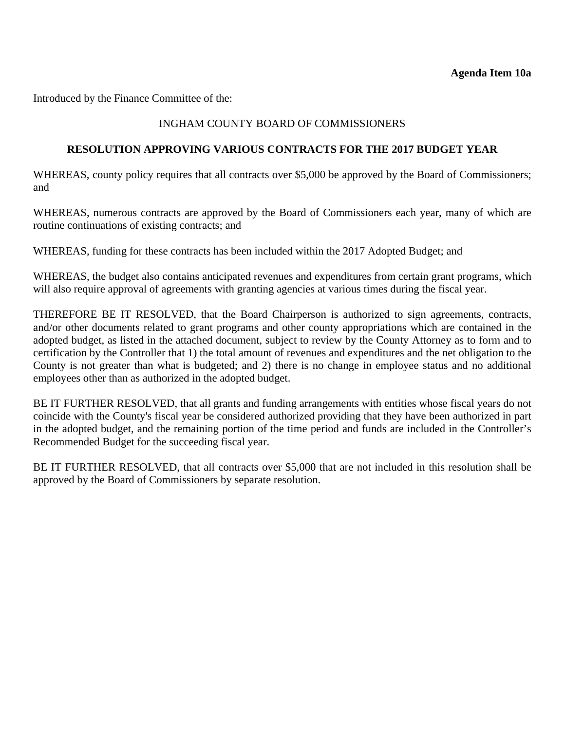**Agenda Item 10a**

Introduced by the Finance Committee of the:

INGHAM COUNTY BOARD OF COMMISSIONERS

**RESOLUTION APPROVING VARIOUS CONTRACTS FOR THE 2017 BUDGET YEAR**

WHEREAS, county policy requires that all contracts over $5,000 be approved by the Board of Commissioners; and

WHEREAS, numerous contracts are approved by the Board of Commissioners each year, many of which are routine continuations of existing contracts; and

WHEREAS, funding for these contracts has been included within the 2017 Adopted Budget; and

WHEREAS, the budget also contains anticipated revenues and expenditures from certain grant programs, which will also require approval of agreements with granting agencies at various times during the fiscal year.

THEREFORE BE IT RESOLVED, that the Board Chairperson is authorized to sign agreements, contracts, and/or other documents related to grant programs and other county appropriations which are contained in the adopted budget, as listed in the attached document, subject to review by the County Attorney as to form and to certification by the Controller that 1) the total amount of revenues and expenditures and the net obligation to the County is not greater than what is budgeted; and 2) there is no change in employee status and no additional employees other than as authorized in the adopted budget.

BE IT FURTHER RESOLVED, that all grants and funding arrangements with entities whose fiscal years do not coincide with the County's fiscal year be considered authorized providing that they have been authorized in part in the adopted budget, and the remaining portion of the time period and funds are included in the Controller's Recommended Budget for the succeeding fiscal year.

BE IT FURTHER RESOLVED, that all contracts over $5,000 that are not included in this resolution shall be approved by the Board of Commissioners by separate resolution.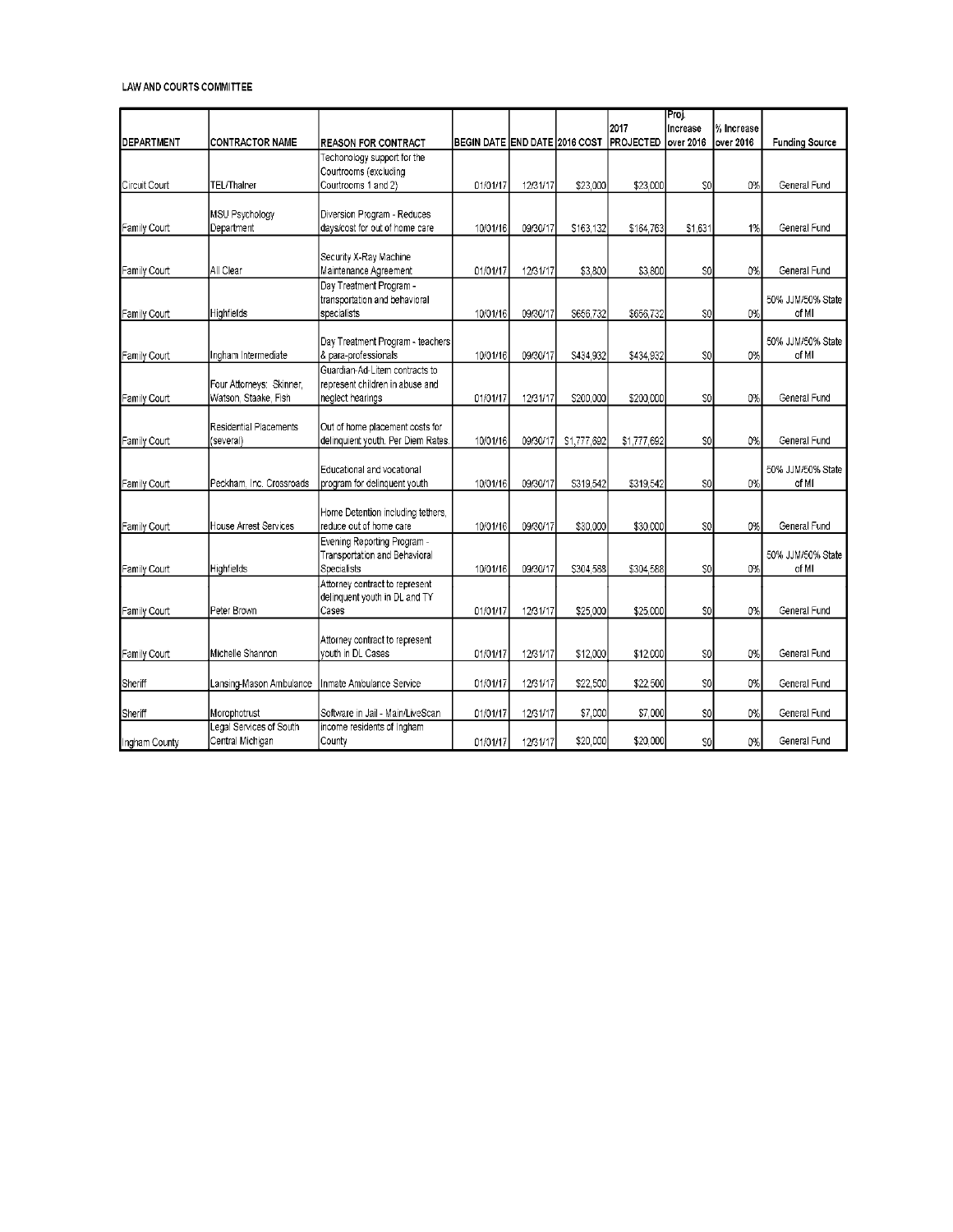LAW AND COURTS COMMITTEE

| DEPARTMENT | CONTRACTOR NAME | REASON FOR CONTRACT | BEGIN DATE | END DATE | 2016 COST | 2017 PROJECTED | Proj. Increase over 2016 | % Increase over 2016 | Funding Source |
|---|---|---|---|---|---|---|---|---|---|
| Circuit Court | TEL/Thalner | Techonology support for the Courtrooms (excluding Courtrooms 1 and 2) | 01/01/17 | 12/31/17 | $23,000 | $23,000 | $0 | 0% | General Fund |
| Family Court | MSU Psychology Department | Diversion Program - Reduces days/cost for out of home care | 10/01/16 | 09/30/17 | $163,132 | $164,763 | $1,631 | 1% | General Fund |
| Family Court | All Clear | Security X-Ray Machine Maintenance Agreement | 01/01/17 | 12/31/17 | $3,800 | $3,800 | $0 | 0% | General Fund |
| Family Court | Highfields | Day Treatment Program - transportation and behavioral specialists | 10/01/16 | 09/30/17 | $656,732 | $656,732 | $0 | 0% | 50% JJM/50% State of MI |
| Family Court | Ingham Intermediate | Day Treatment Program - teachers & para-professionals | 10/01/16 | 09/30/17 | $434,932 | $434,932 | $0 | 0% | 50% JJM/50% State of MI |
| Family Court | Four Attorneys: Skinner, Watson, Staake, Fish | Guardian-Ad-Litem contracts to represent children in abuse and neglect hearings | 01/01/17 | 12/31/17 | $200,000 | $200,000 | $0 | 0% | General Fund |
| Family Court | Residential Placements (several) | Out of home placement costs for delinquent youth. Per Diem Rates. | 10/01/16 | 09/30/17 | $1,777,692 | $1,777,692 | $0 | 0% | General Fund |
| Family Court | Peckham, Inc. Crossroads | Educational and vocational program for delinquent youth | 10/01/16 | 09/30/17 | $319,542 | $319,542 | $0 | 0% | 50% JJM/50% State of MI |
| Family Court | House Arrest Services | Home Detention including tethers, reduce out of home care | 10/01/16 | 09/30/17 | $30,000 | $30,000 | $0 | 0% | General Fund |
| Family Court | Highfields | Evening Reporting Program - Transportation and Behavioral Specialists | 10/01/16 | 09/30/17 | $304,588 | $304,588 | $0 | 0% | 50% JJM/50% State of MI |
| Family Court | Peter Brown | Attorney contract to represent delinquent youth in DL and TY Cases | 01/01/17 | 12/31/17 | $25,000 | $25,000 | $0 | 0% | General Fund |
| Family Court | Michelle Shannon | Attorney contract to represent youth in DL Cases | 01/01/17 | 12/31/17 | $12,000 | $12,000 | $0 | 0% | General Fund |
| Sheriff | Lansing-Mason Ambulance | Inmate Ambulance Service | 01/01/17 | 12/31/17 | $22,500 | $22,500 | $0 | 0% | General Fund |
| Sheriff | Morphotrust | Software in Jail - Main/LiveScan | 01/01/17 | 12/31/17 | $7,000 | $7,000 | $0 | 0% | General Fund |
| Ingham County | Legal Services of South Central Michigan | income residents of Ingham County | 01/01/17 | 12/31/17 | $20,000 | $20,000 | $0 | 0% | General Fund |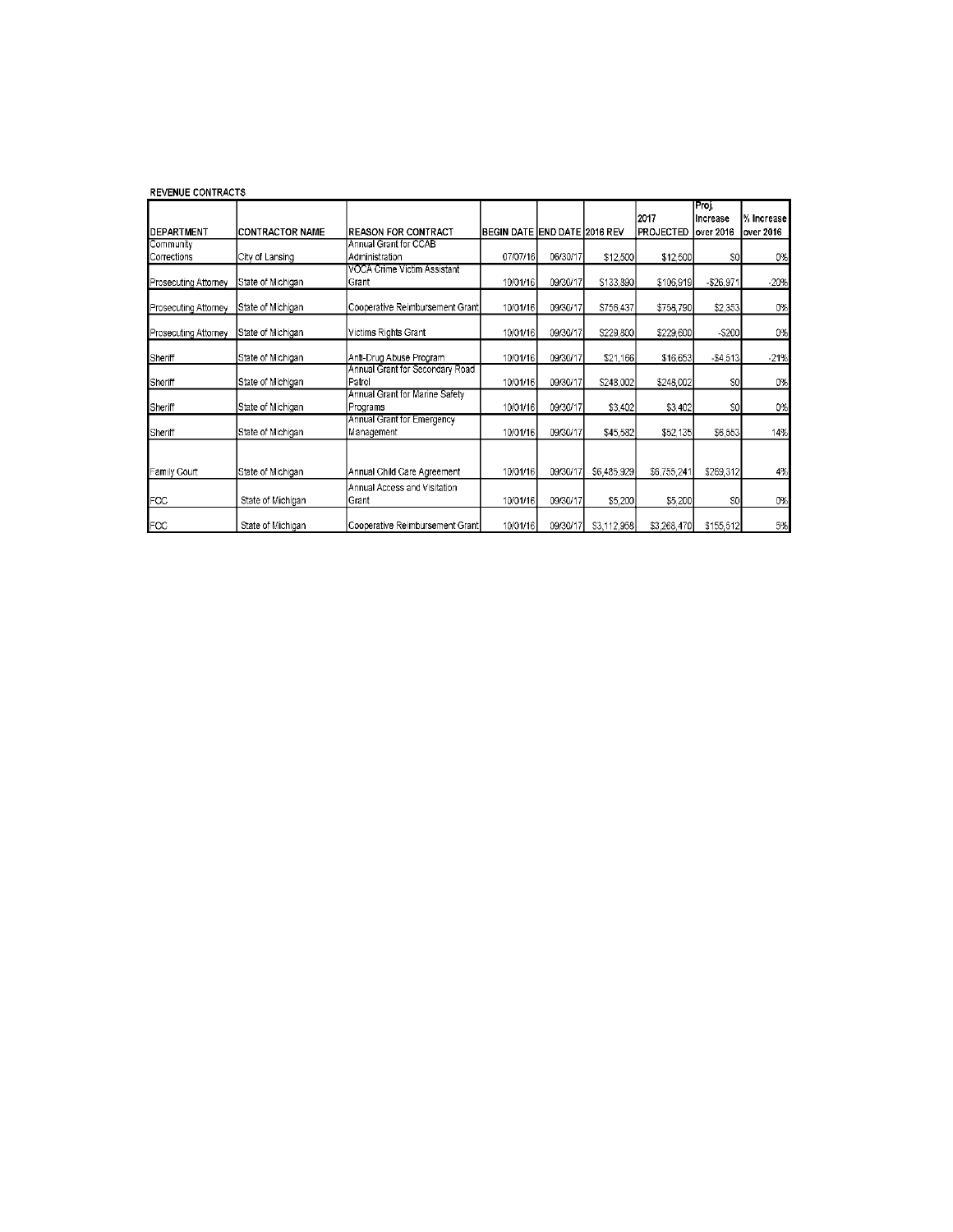**REVENUE CONTRACTS**

| DEPARTMENT | CONTRACTOR NAME | REASON FOR CONTRACT | BEGIN DATE | END DATE | 2016 REV | 2017 PROJECTED | Proj. Increase over 2016 | % Increase over 2016 |
|---|---|---|---|---|---|---|---|---|
| Community Corrections | City of Lansing | Annual Grant for CCAB Administration | 07/07/16 | 06/30/17 | $12,500 | $12,500 | $0 | 0% |
| Prosecuting Attorney | State of Michigan | VOCA Crime Victim Assistant Grant | 10/01/16 | 09/30/17 | $133,890 | $106,919 | -$26,971 | -20% |
| Prosecuting Attorney | State of Michigan | Cooperative Reimbursement Grant | 10/01/16 | 09/30/17 | $756,437 | $758,790 | $2,353 | 0% |
| Prosecuting Attorney | State of Michigan | Victims Rights Grant | 10/01/16 | 09/30/17 | $229,800 | $229,600 | -$200 | 0% |
| Sheriff | State of Michigan | Anti-Drug Abuse Program | 10/01/16 | 09/30/17 | $21,166 | $16,653 | -$4,513 | -21% |
| Sheriff | State of Michigan | Annual Grant for Secondary Road Patrol | 10/01/16 | 09/30/17 | $248,002 | $248,002 | $0 | 0% |
| Sheriff | State of Michigan | Annual Grant for Marine Safety Programs | 10/01/16 | 09/30/17 | $3,402 | $3,402 | $0 | 0% |
| Sheriff | State of Michigan | Annual Grant for Emergency Management | 10/01/16 | 09/30/17 | $45,582 | $52,135 | $6,553 | 14% |
| Family Court | State of Michigan | Annual Child Care Agreement | 10/01/16 | 09/30/17 | $6,485,929 | $6,755,241 | $269,312 | 4% |
| FOC | State of Michigan | Annual Access and Visitation Grant | 10/01/16 | 09/30/17 | $5,200 | $5,200 | $0 | 0% |
| FOC | State of Michigan | Cooperative Reimbursement Grant | 10/01/16 | 09/30/17 | $3,112,958 | $3,268,470 | $155,512 | 5% |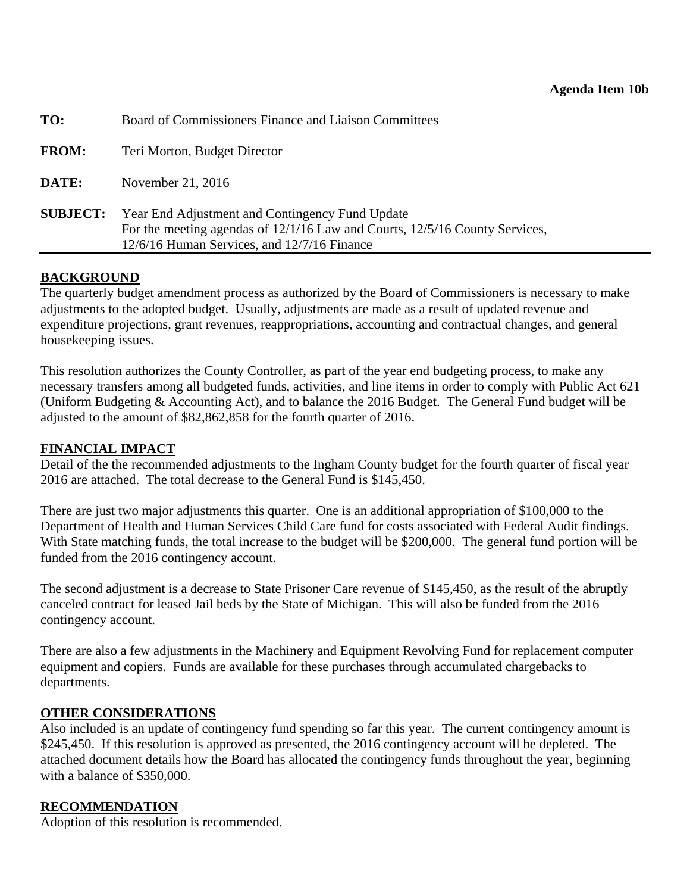**Agenda Item 10b**

**TO:** Board of Commissioners Finance and Liaison Committees

**FROM:** Teri Morton, Budget Director

**DATE:** November 21, 2016

**SUBJECT:** Year End Adjustment and Contingency Fund Update
For the meeting agendas of 12/1/16 Law and Courts, 12/5/16 County Services, 12/6/16 Human Services, and 12/7/16 Finance

## BACKGROUND

The quarterly budget amendment process as authorized by the Board of Commissioners is necessary to make adjustments to the adopted budget. Usually, adjustments are made as a result of updated revenue and expenditure projections, grant revenues, reappropriations, accounting and contractual changes, and general housekeeping issues.

This resolution authorizes the County Controller, as part of the year end budgeting process, to make any necessary transfers among all budgeted funds, activities, and line items in order to comply with Public Act 621 (Uniform Budgeting & Accounting Act), and to balance the 2016 Budget. The General Fund budget will be adjusted to the amount of $82,862,858 for the fourth quarter of 2016.

## FINANCIAL IMPACT

Detail of the the recommended adjustments to the Ingham County budget for the fourth quarter of fiscal year 2016 are attached. The total decrease to the General Fund is $145,450.

There are just two major adjustments this quarter. One is an additional appropriation of $100,000 to the Department of Health and Human Services Child Care fund for costs associated with Federal Audit findings. With State matching funds, the total increase to the budget will be $200,000. The general fund portion will be funded from the 2016 contingency account.

The second adjustment is a decrease to State Prisoner Care revenue of $145,450, as the result of the abruptly canceled contract for leased Jail beds by the State of Michigan. This will also be funded from the 2016 contingency account.

There are also a few adjustments in the Machinery and Equipment Revolving Fund for replacement computer equipment and copiers. Funds are available for these purchases through accumulated chargebacks to departments.

## OTHER CONSIDERATIONS

Also included is an update of contingency fund spending so far this year. The current contingency amount is $245,450. If this resolution is approved as presented, the 2016 contingency account will be depleted. The attached document details how the Board has allocated the contingency funds throughout the year, beginning with a balance of $350,000.

## RECOMMENDATION

Adoption of this resolution is recommended.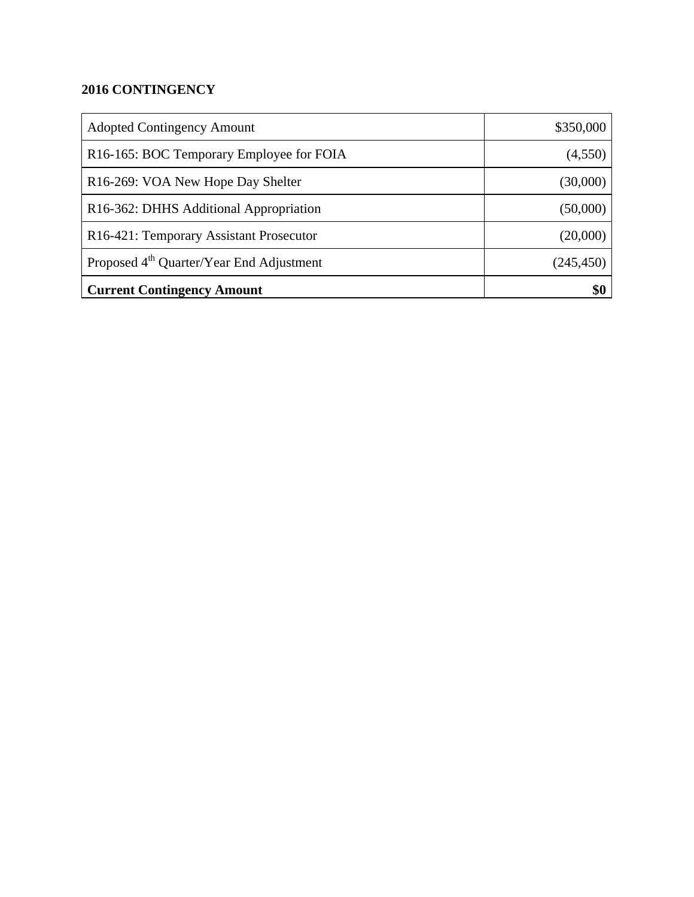**2016 CONTINGENCY**

| | |
|---|---:|
| Adopted Contingency Amount | $350,000 |
| R16-165: BOC Temporary Employee for FOIA | (4,550) |
| R16-269: VOA New Hope Day Shelter | (30,000) |
| R16-362: DHHS Additional Appropriation | (50,000) |
| R16-421: Temporary Assistant Prosecutor | (20,000) |
| Proposed 4th Quarter/Year End Adjustment | (245,450) |
| **Current Contingency Amount** | **$0** |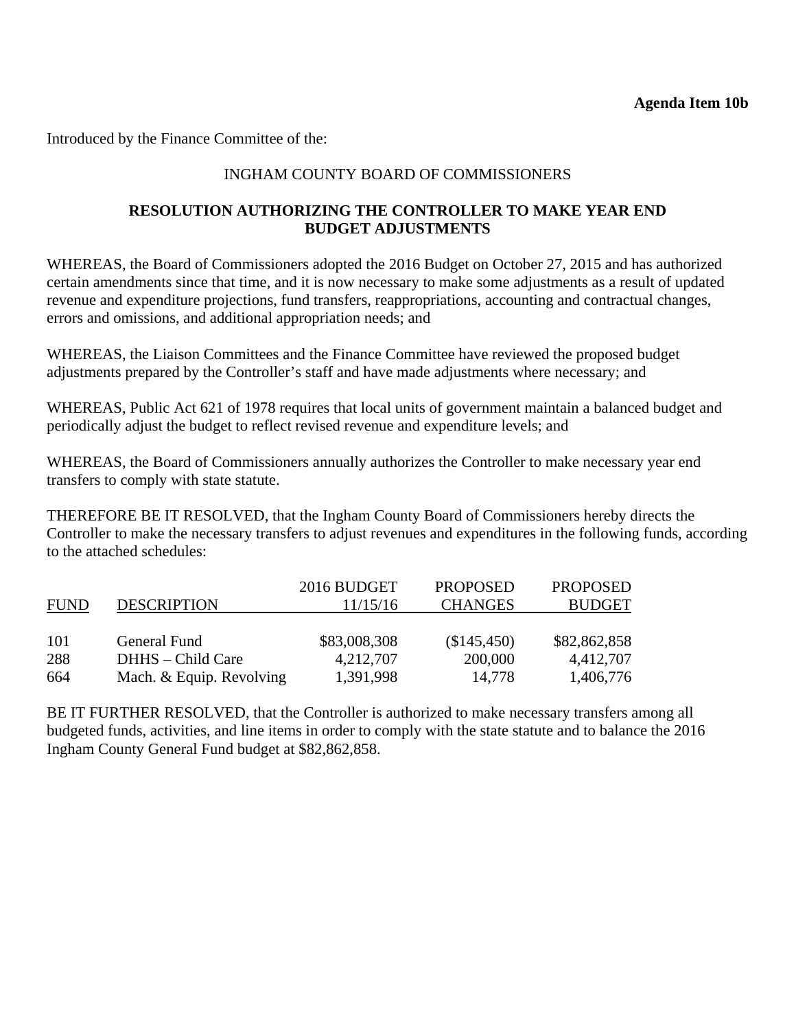**Agenda Item 10b**

Introduced by the Finance Committee of the:

INGHAM COUNTY BOARD OF COMMISSIONERS

**RESOLUTION AUTHORIZING THE CONTROLLER TO MAKE YEAR END BUDGET ADJUSTMENTS**

WHEREAS, the Board of Commissioners adopted the 2016 Budget on October 27, 2015 and has authorized certain amendments since that time, and it is now necessary to make some adjustments as a result of updated revenue and expenditure projections, fund transfers, reappropriations, accounting and contractual changes, errors and omissions, and additional appropriation needs; and

WHEREAS, the Liaison Committees and the Finance Committee have reviewed the proposed budget adjustments prepared by the Controller's staff and have made adjustments where necessary; and

WHEREAS, Public Act 621 of 1978 requires that local units of government maintain a balanced budget and periodically adjust the budget to reflect revised revenue and expenditure levels; and

WHEREAS, the Board of Commissioners annually authorizes the Controller to make necessary year end transfers to comply with state statute.

THEREFORE BE IT RESOLVED, that the Ingham County Board of Commissioners hereby directs the Controller to make the necessary transfers to adjust revenues and expenditures in the following funds, according to the attached schedules:

| FUND | DESCRIPTION | 2016 BUDGET 11/15/16 | PROPOSED CHANGES | PROPOSED BUDGET |
|---|---|---|---|---|
| 101 | General Fund | $83,008,308 | ($145,450) | $82,862,858 |
| 288 | DHHS – Child Care | 4,212,707 | 200,000 | 4,412,707 |
| 664 | Mach. & Equip. Revolving | 1,391,998 | 14,778 | 1,406,776 |

BE IT FURTHER RESOLVED, that the Controller is authorized to make necessary transfers among all budgeted funds, activities, and line items in order to comply with the state statute and to balance the 2016 Ingham County General Fund budget at $82,862,858.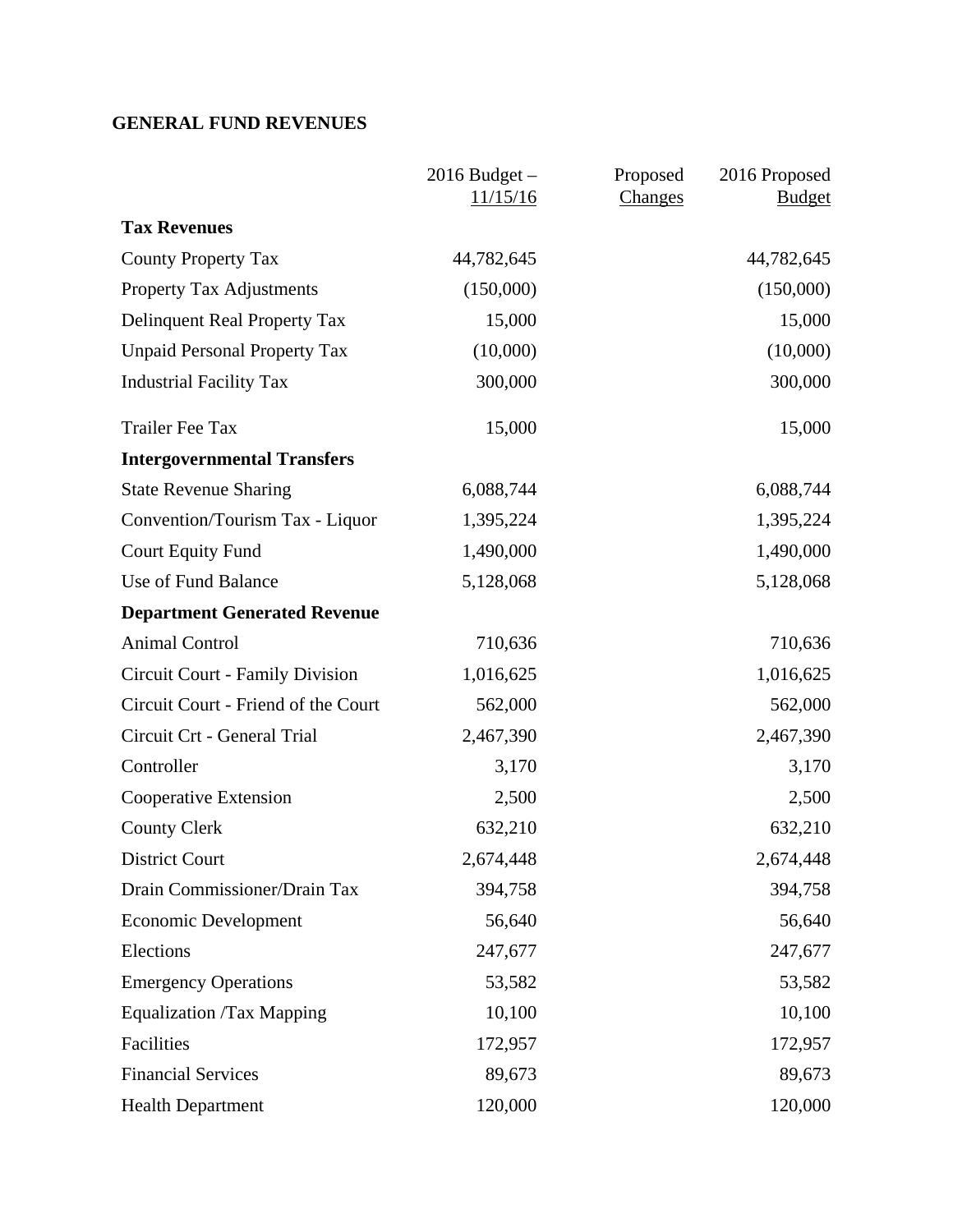**GENERAL FUND REVENUES**

| | 2016 Budget – 11/15/16 | Proposed Changes | 2016 Proposed Budget |
|---|---|---|---|
| **Tax Revenues** | | | |
| County Property Tax | 44,782,645 | | 44,782,645 |
| Property Tax Adjustments | (150,000) | | (150,000) |
| Delinquent Real Property Tax | 15,000 | | 15,000 |
| Unpaid Personal Property Tax | (10,000) | | (10,000) |
| Industrial Facility Tax | 300,000 | | 300,000 |
| Trailer Fee Tax | 15,000 | | 15,000 |
| **Intergovernmental Transfers** | | | |
| State Revenue Sharing | 6,088,744 | | 6,088,744 |
| Convention/Tourism Tax - Liquor | 1,395,224 | | 1,395,224 |
| Court Equity Fund | 1,490,000 | | 1,490,000 |
| Use of Fund Balance | 5,128,068 | | 5,128,068 |
| **Department Generated Revenue** | | | |
| Animal Control | 710,636 | | 710,636 |
| Circuit Court - Family Division | 1,016,625 | | 1,016,625 |
| Circuit Court - Friend of the Court | 562,000 | | 562,000 |
| Circuit Crt - General Trial | 2,467,390 | | 2,467,390 |
| Controller | 3,170 | | 3,170 |
| Cooperative Extension | 2,500 | | 2,500 |
| County Clerk | 632,210 | | 632,210 |
| District Court | 2,674,448 | | 2,674,448 |
| Drain Commissioner/Drain Tax | 394,758 | | 394,758 |
| Economic Development | 56,640 | | 56,640 |
| Elections | 247,677 | | 247,677 |
| Emergency Operations | 53,582 | | 53,582 |
| Equalization /Tax Mapping | 10,100 | | 10,100 |
| Facilities | 172,957 | | 172,957 |
| Financial Services | 89,673 | | 89,673 |
| Health Department | 120,000 | | 120,000 |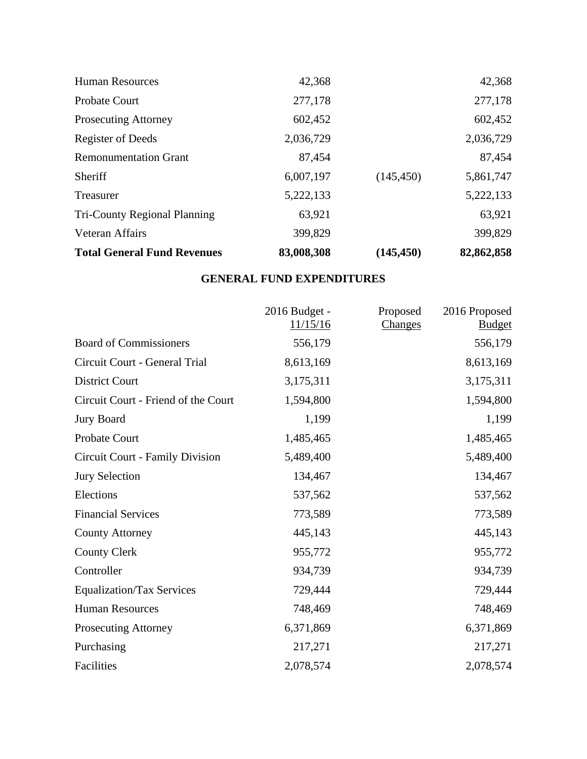| | | | |
|---|---|---|---|
| Human Resources | 42,368 | | 42,368 |
| Probate Court | 277,178 | | 277,178 |
| Prosecuting Attorney | 602,452 | | 602,452 |
| Register of Deeds | 2,036,729 | | 2,036,729 |
| Remonumentation Grant | 87,454 | | 87,454 |
| Sheriff | 6,007,197 | (145,450) | 5,861,747 |
| Treasurer | 5,222,133 | | 5,222,133 |
| Tri-County Regional Planning | 63,921 | | 63,921 |
| Veteran Affairs | 399,829 | | 399,829 |
| **Total General Fund Revenues** | **83,008,308** | **(145,450)** | **82,862,858** |

## GENERAL FUND EXPENDITURES

| | 2016 Budget - 11/15/16 | Proposed Changes | 2016 Proposed Budget |
|---|---|---|---|
| Board of Commissioners | 556,179 | | 556,179 |
| Circuit Court - General Trial | 8,613,169 | | 8,613,169 |
| District Court | 3,175,311 | | 3,175,311 |
| Circuit Court - Friend of the Court | 1,594,800 | | 1,594,800 |
| Jury Board | 1,199 | | 1,199 |
| Probate Court | 1,485,465 | | 1,485,465 |
| Circuit Court - Family Division | 5,489,400 | | 5,489,400 |
| Jury Selection | 134,467 | | 134,467 |
| Elections | 537,562 | | 537,562 |
| Financial Services | 773,589 | | 773,589 |
| County Attorney | 445,143 | | 445,143 |
| County Clerk | 955,772 | | 955,772 |
| Controller | 934,739 | | 934,739 |
| Equalization/Tax Services | 729,444 | | 729,444 |
| Human Resources | 748,469 | | 748,469 |
| Prosecuting Attorney | 6,371,869 | | 6,371,869 |
| Purchasing | 217,271 | | 217,271 |
| Facilities | 2,078,574 | | 2,078,574 |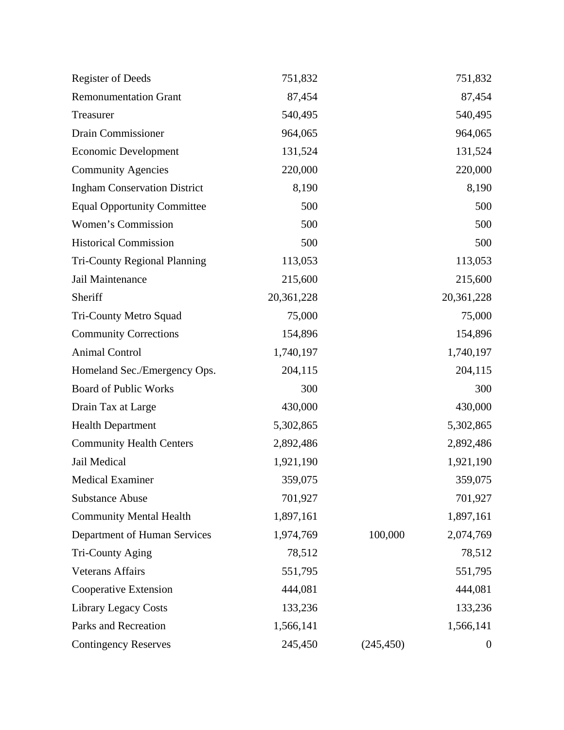| | | | |
|---|---|---|---|
| Register of Deeds | 751,832 | | 751,832 |
| Remonumentation Grant | 87,454 | | 87,454 |
| Treasurer | 540,495 | | 540,495 |
| Drain Commissioner | 964,065 | | 964,065 |
| Economic Development | 131,524 | | 131,524 |
| Community Agencies | 220,000 | | 220,000 |
| Ingham Conservation District | 8,190 | | 8,190 |
| Equal Opportunity Committee | 500 | | 500 |
| Women's Commission | 500 | | 500 |
| Historical Commission | 500 | | 500 |
| Tri-County Regional Planning | 113,053 | | 113,053 |
| Jail Maintenance | 215,600 | | 215,600 |
| Sheriff | 20,361,228 | | 20,361,228 |
| Tri-County Metro Squad | 75,000 | | 75,000 |
| Community Corrections | 154,896 | | 154,896 |
| Animal Control | 1,740,197 | | 1,740,197 |
| Homeland Sec./Emergency Ops. | 204,115 | | 204,115 |
| Board of Public Works | 300 | | 300 |
| Drain Tax at Large | 430,000 | | 430,000 |
| Health Department | 5,302,865 | | 5,302,865 |
| Community Health Centers | 2,892,486 | | 2,892,486 |
| Jail Medical | 1,921,190 | | 1,921,190 |
| Medical Examiner | 359,075 | | 359,075 |
| Substance Abuse | 701,927 | | 701,927 |
| Community Mental Health | 1,897,161 | | 1,897,161 |
| Department of Human Services | 1,974,769 | 100,000 | 2,074,769 |
| Tri-County Aging | 78,512 | | 78,512 |
| Veterans Affairs | 551,795 | | 551,795 |
| Cooperative Extension | 444,081 | | 444,081 |
| Library Legacy Costs | 133,236 | | 133,236 |
| Parks and Recreation | 1,566,141 | | 1,566,141 |
| Contingency Reserves | 245,450 | (245,450) | 0 |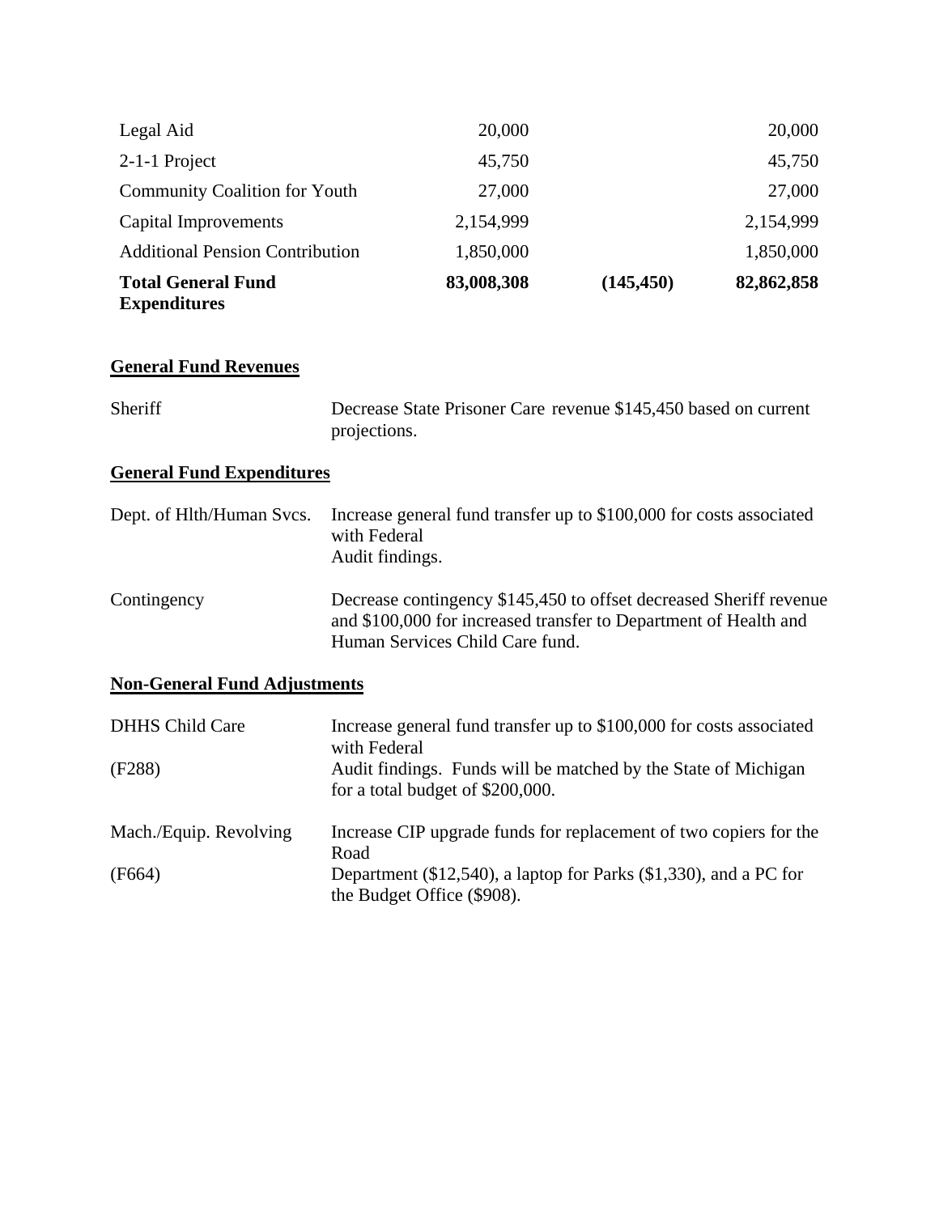| | | | |
|---|---|---|---|
| Legal Aid | 20,000 | | 20,000 |
| 2-1-1 Project | 45,750 | | 45,750 |
| Community Coalition for Youth | 27,000 | | 27,000 |
| Capital Improvements | 2,154,999 | | 2,154,999 |
| Additional Pension Contribution | 1,850,000 | | 1,850,000 |
| **Total General Fund Expenditures** | **83,008,308** | **(145,450)** | **82,862,858** |

**General Fund Revenues**

| | |
|---|---|
| Sheriff | Decrease State Prisoner Care revenue $145,450 based on current projections. |

**General Fund Expenditures**

| | |
|---|---|
| Dept. of Hlth/Human Svcs. | Increase general fund transfer up to $100,000 for costs associated with Federal Audit findings. |
| Contingency | Decrease contingency $145,450 to offset decreased Sheriff revenue and $100,000 for increased transfer to Department of Health and Human Services Child Care fund. |

**Non-General Fund Adjustments**

| | |
|---|---|
| DHHS Child Care (F288) | Increase general fund transfer up to $100,000 for costs associated with Federal Audit findings. Funds will be matched by the State of Michigan for a total budget of $200,000. |
| Mach./Equip. Revolving (F664) | Increase CIP upgrade funds for replacement of two copiers for the Road Department ($12,540), a laptop for Parks ($1,330), and a PC for the Budget Office ($908). |